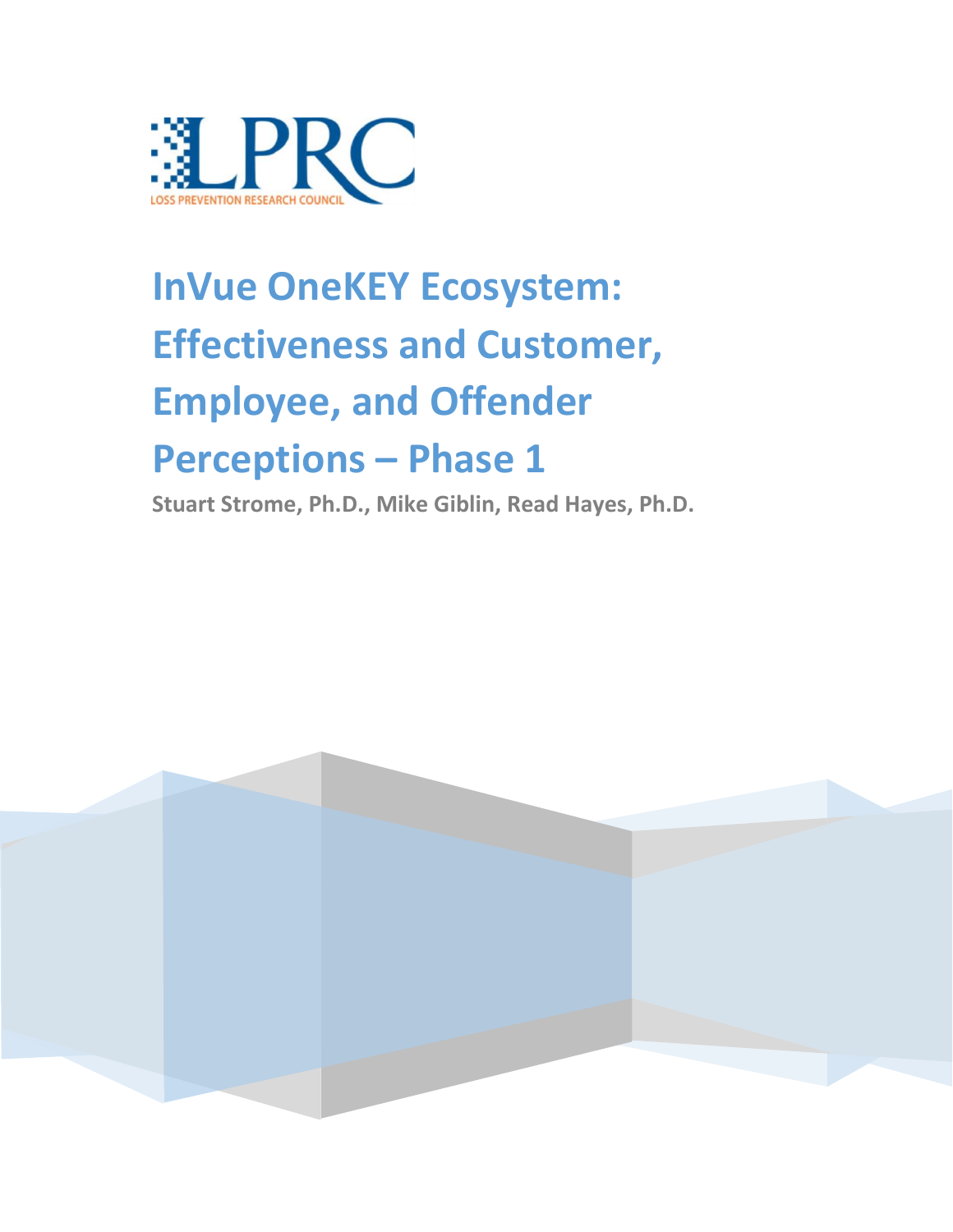LPRC

LOSS PREVENTION RESEARCH COUNCIL

# InVue OneKEY Ecosystem: Effectiveness and Customer, Employee, and Offender Perceptions – Phase 1

**Stuart Strome, Ph.D., Mike Giblin, Read Hayes, Ph.D.**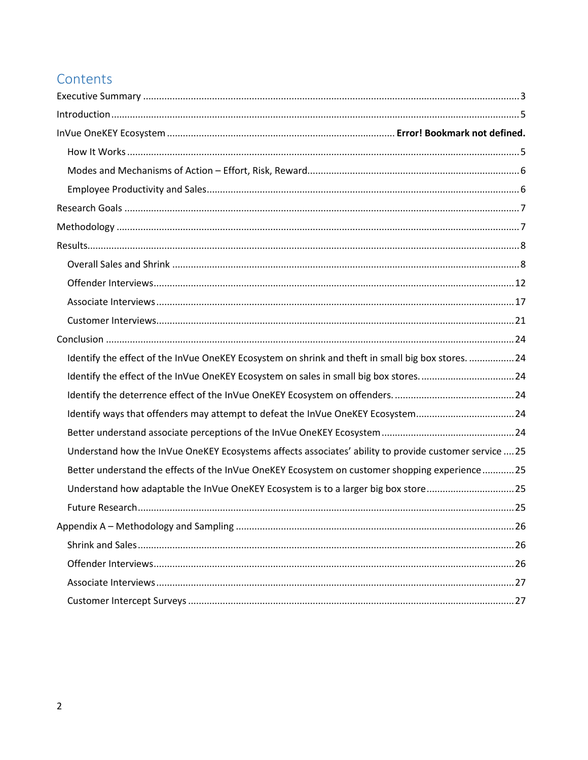# Contents

Executive Summary ....................................................................................................................................... 3

Introduction .................................................................................................................................................. 5

InVue OneKEY Ecosystem ...................................................................................... **Error! Bookmark not defined.**

- How It Works ............................................................................................................................................ 5
- Modes and Mechanisms of Action – Effort, Risk, Reward ....................................................................... 6
- Employee Productivity and Sales .............................................................................................................. 6

Research Goals .............................................................................................................................................. 7

Methodology ................................................................................................................................................. 7

Results ........................................................................................................................................................... 8

- Overall Sales and Shrink ............................................................................................................................ 8
- Offender Interviews ................................................................................................................................. 12
- Associate Interviews ................................................................................................................................ 17
- Customer Interviews ................................................................................................................................ 21

Conclusion .................................................................................................................................................. 24

- Identify the effect of the InVue OneKEY Ecosystem on shrink and theft in small big box stores. ................. 24
- Identify the effect of the InVue OneKEY Ecosystem on sales in small big box stores. ................................... 24
- Identify the deterrence effect of the InVue OneKEY Ecosystem on offenders. ............................................. 24
- Identify ways that offenders may attempt to defeat the InVue OneKEY Ecosystem ..................................... 24
- Better understand associate perceptions of the InVue OneKEY Ecosystem ................................................. 24
- Understand how the InVue OneKEY Ecosystems affects associates' ability to provide customer service .... 25
- Better understand the effects of the InVue OneKEY Ecosystem on customer shopping experience ............ 25
- Understand how adaptable the InVue OneKEY Ecosystem is to a larger big box store ................................. 25
- Future Research ....................................................................................................................................... 25

Appendix A – Methodology and Sampling ................................................................................................. 26

- Shrink and Sales ....................................................................................................................................... 26
- Offender Interviews ................................................................................................................................. 26
- Associate Interviews ................................................................................................................................ 27
- Customer Intercept Surveys ..................................................................................................................... 27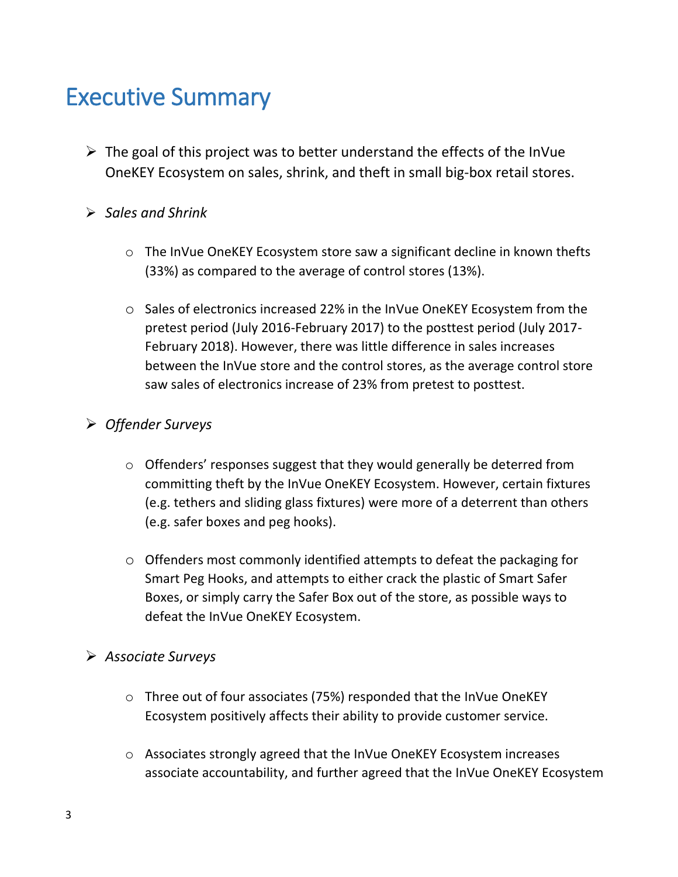# Executive Summary

- The goal of this project was to better understand the effects of the InVue OneKEY Ecosystem on sales, shrink, and theft in small big-box retail stores.
- *Sales and Shrink*
  - The InVue OneKEY Ecosystem store saw a significant decline in known thefts (33%) as compared to the average of control stores (13%).
  - Sales of electronics increased 22% in the InVue OneKEY Ecosystem from the pretest period (July 2016-February 2017) to the posttest period (July 2017-February 2018). However, there was little difference in sales increases between the InVue store and the control stores, as the average control store saw sales of electronics increase of 23% from pretest to posttest.
- *Offender Surveys*
  - Offenders' responses suggest that they would generally be deterred from committing theft by the InVue OneKEY Ecosystem. However, certain fixtures (e.g. tethers and sliding glass fixtures) were more of a deterrent than others (e.g. safer boxes and peg hooks).
  - Offenders most commonly identified attempts to defeat the packaging for Smart Peg Hooks, and attempts to either crack the plastic of Smart Safer Boxes, or simply carry the Safer Box out of the store, as possible ways to defeat the InVue OneKEY Ecosystem.
- *Associate Surveys*
  - Three out of four associates (75%) responded that the InVue OneKEY Ecosystem positively affects their ability to provide customer service.
  - Associates strongly agreed that the InVue OneKEY Ecosystem increases associate accountability, and further agreed that the InVue OneKEY Ecosystem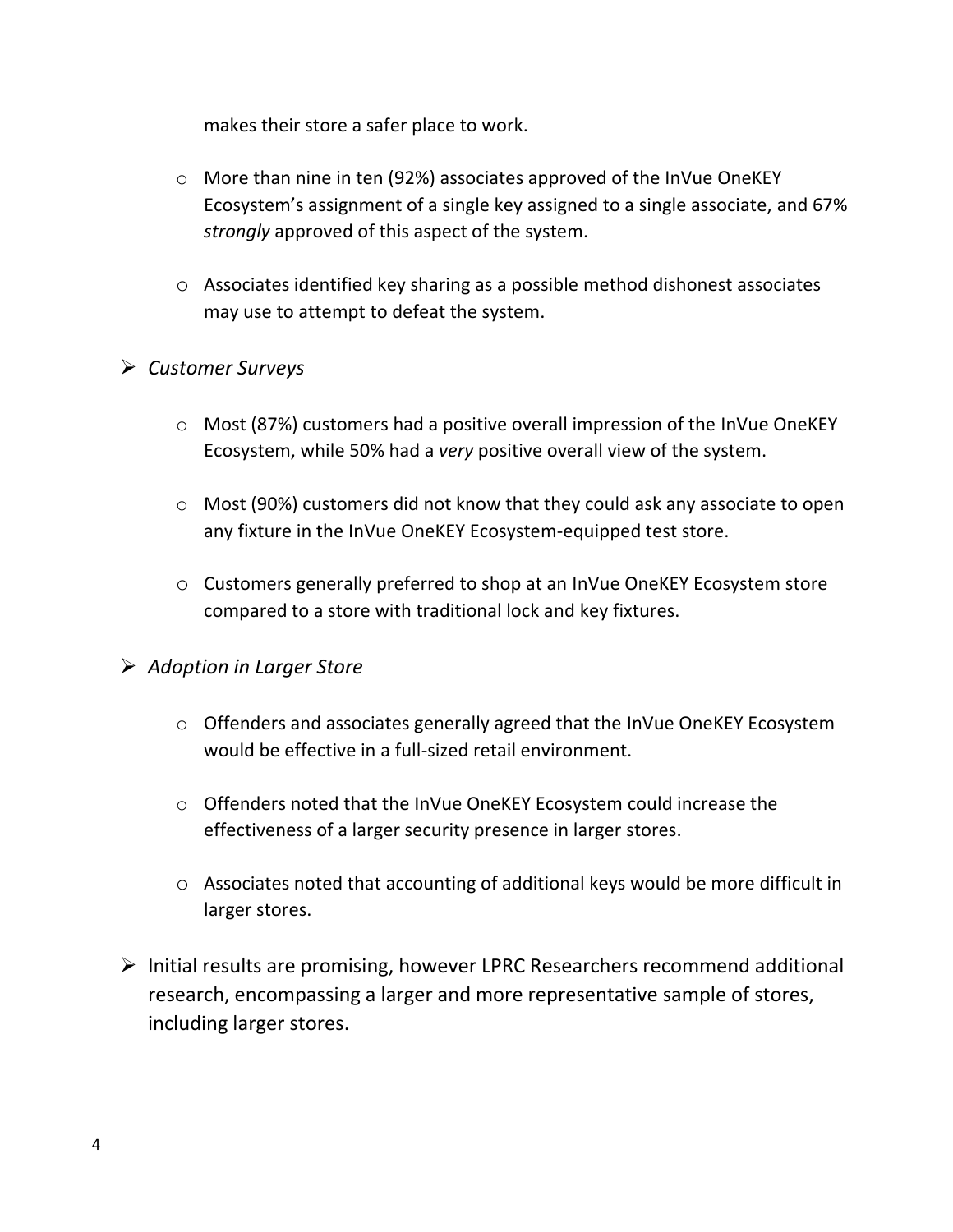makes their store a safer place to work.

  - More than nine in ten (92%) associates approved of the InVue OneKEY Ecosystem's assignment of a single key assigned to a single associate, and 67% *strongly* approved of this aspect of the system.

  - Associates identified key sharing as a possible method dishonest associates may use to attempt to defeat the system.

- *Customer Surveys*

  - Most (87%) customers had a positive overall impression of the InVue OneKEY Ecosystem, while 50% had a *very* positive overall view of the system.

  - Most (90%) customers did not know that they could ask any associate to open any fixture in the InVue OneKEY Ecosystem-equipped test store.

  - Customers generally preferred to shop at an InVue OneKEY Ecosystem store compared to a store with traditional lock and key fixtures.

- *Adoption in Larger Store*

  - Offenders and associates generally agreed that the InVue OneKEY Ecosystem would be effective in a full-sized retail environment.

  - Offenders noted that the InVue OneKEY Ecosystem could increase the effectiveness of a larger security presence in larger stores.

  - Associates noted that accounting of additional keys would be more difficult in larger stores.

- Initial results are promising, however LPRC Researchers recommend additional research, encompassing a larger and more representative sample of stores, including larger stores.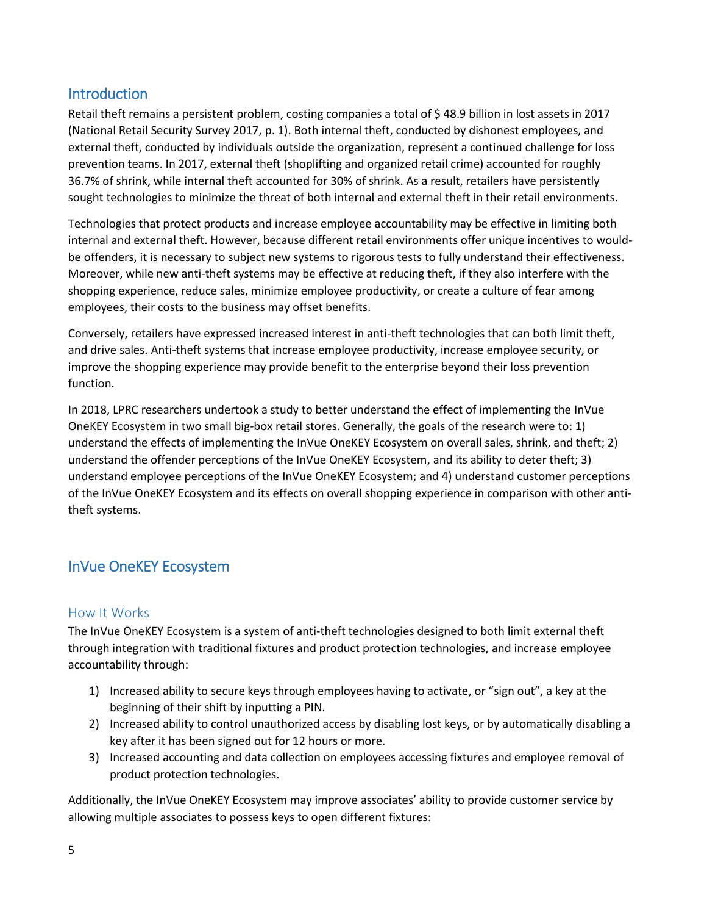## Introduction

Retail theft remains a persistent problem, costing companies a total of $ 48.9 billion in lost assets in 2017 (National Retail Security Survey 2017, p. 1). Both internal theft, conducted by dishonest employees, and external theft, conducted by individuals outside the organization, represent a continued challenge for loss prevention teams. In 2017, external theft (shoplifting and organized retail crime) accounted for roughly 36.7% of shrink, while internal theft accounted for 30% of shrink. As a result, retailers have persistently sought technologies to minimize the threat of both internal and external theft in their retail environments.

Technologies that protect products and increase employee accountability may be effective in limiting both internal and external theft. However, because different retail environments offer unique incentives to would-be offenders, it is necessary to subject new systems to rigorous tests to fully understand their effectiveness. Moreover, while new anti-theft systems may be effective at reducing theft, if they also interfere with the shopping experience, reduce sales, minimize employee productivity, or create a culture of fear among employees, their costs to the business may offset benefits.

Conversely, retailers have expressed increased interest in anti-theft technologies that can both limit theft, and drive sales. Anti-theft systems that increase employee productivity, increase employee security, or improve the shopping experience may provide benefit to the enterprise beyond their loss prevention function.

In 2018, LPRC researchers undertook a study to better understand the effect of implementing the InVue OneKEY Ecosystem in two small big-box retail stores. Generally, the goals of the research were to: 1) understand the effects of implementing the InVue OneKEY Ecosystem on overall sales, shrink, and theft; 2) understand the offender perceptions of the InVue OneKEY Ecosystem, and its ability to deter theft; 3) understand employee perceptions of the InVue OneKEY Ecosystem; and 4) understand customer perceptions of the InVue OneKEY Ecosystem and its effects on overall shopping experience in comparison with other anti-theft systems.

## InVue OneKEY Ecosystem

### How It Works

The InVue OneKEY Ecosystem is a system of anti-theft technologies designed to both limit external theft through integration with traditional fixtures and product protection technologies, and increase employee accountability through:

1) Increased ability to secure keys through employees having to activate, or "sign out", a key at the beginning of their shift by inputting a PIN.
2) Increased ability to control unauthorized access by disabling lost keys, or by automatically disabling a key after it has been signed out for 12 hours or more.
3) Increased accounting and data collection on employees accessing fixtures and employee removal of product protection technologies.

Additionally, the InVue OneKEY Ecosystem may improve associates' ability to provide customer service by allowing multiple associates to possess keys to open different fixtures: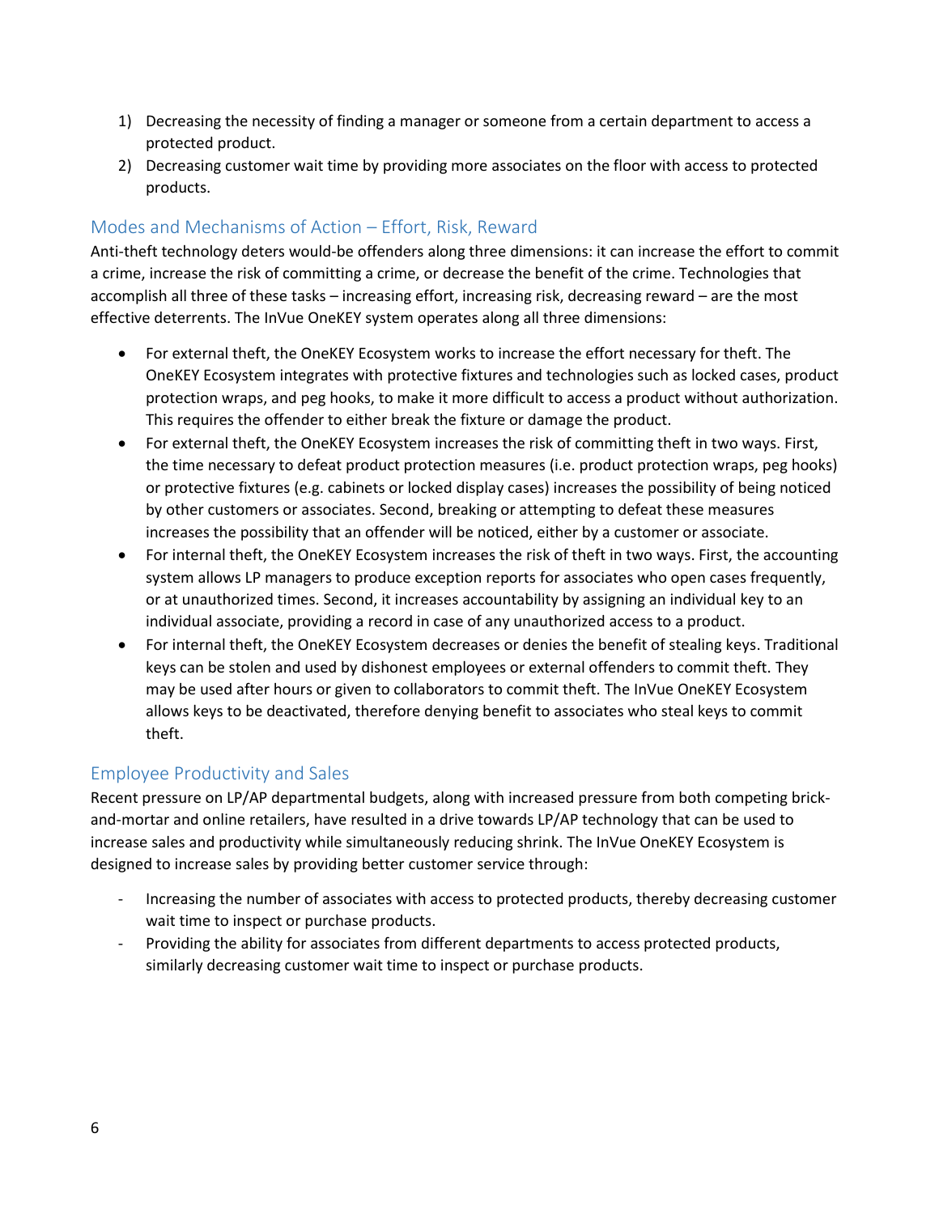1) Decreasing the necessity of finding a manager or someone from a certain department to access a protected product.
2) Decreasing customer wait time by providing more associates on the floor with access to protected products.

## Modes and Mechanisms of Action – Effort, Risk, Reward

Anti-theft technology deters would-be offenders along three dimensions: it can increase the effort to commit a crime, increase the risk of committing a crime, or decrease the benefit of the crime. Technologies that accomplish all three of these tasks – increasing effort, increasing risk, decreasing reward – are the most effective deterrents. The InVue OneKEY system operates along all three dimensions:

- For external theft, the OneKEY Ecosystem works to increase the effort necessary for theft. The OneKEY Ecosystem integrates with protective fixtures and technologies such as locked cases, product protection wraps, and peg hooks, to make it more difficult to access a product without authorization. This requires the offender to either break the fixture or damage the product.
- For external theft, the OneKEY Ecosystem increases the risk of committing theft in two ways. First, the time necessary to defeat product protection measures (i.e. product protection wraps, peg hooks) or protective fixtures (e.g. cabinets or locked display cases) increases the possibility of being noticed by other customers or associates. Second, breaking or attempting to defeat these measures increases the possibility that an offender will be noticed, either by a customer or associate.
- For internal theft, the OneKEY Ecosystem increases the risk of theft in two ways. First, the accounting system allows LP managers to produce exception reports for associates who open cases frequently, or at unauthorized times. Second, it increases accountability by assigning an individual key to an individual associate, providing a record in case of any unauthorized access to a product.
- For internal theft, the OneKEY Ecosystem decreases or denies the benefit of stealing keys. Traditional keys can be stolen and used by dishonest employees or external offenders to commit theft. They may be used after hours or given to collaborators to commit theft. The InVue OneKEY Ecosystem allows keys to be deactivated, therefore denying benefit to associates who steal keys to commit theft.

## Employee Productivity and Sales

Recent pressure on LP/AP departmental budgets, along with increased pressure from both competing brick-and-mortar and online retailers, have resulted in a drive towards LP/AP technology that can be used to increase sales and productivity while simultaneously reducing shrink. The InVue OneKEY Ecosystem is designed to increase sales by providing better customer service through:

- Increasing the number of associates with access to protected products, thereby decreasing customer wait time to inspect or purchase products.
- Providing the ability for associates from different departments to access protected products, similarly decreasing customer wait time to inspect or purchase products.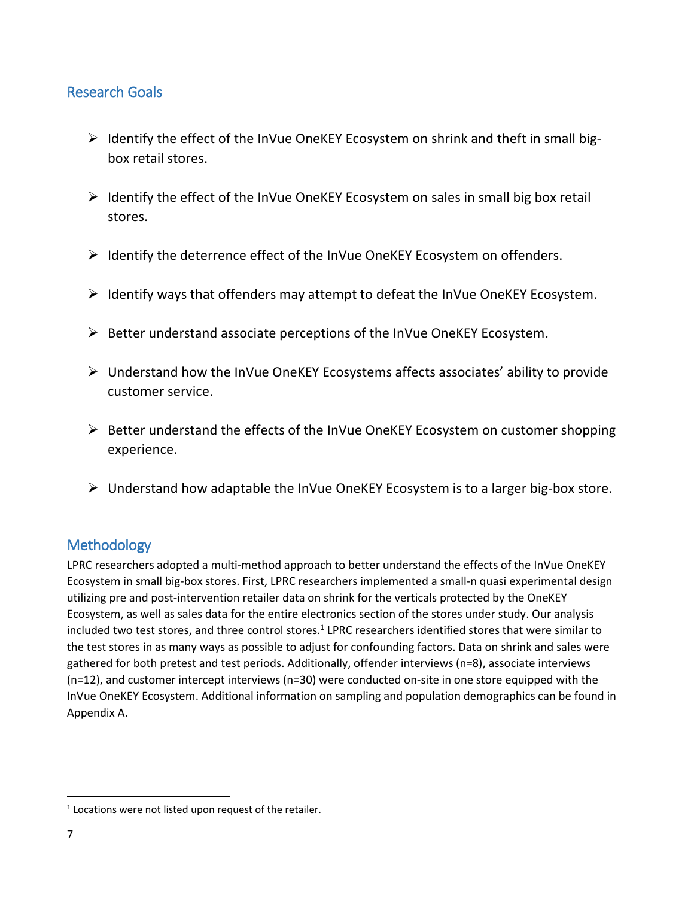## Research Goals

- Identify the effect of the InVue OneKEY Ecosystem on shrink and theft in small big-box retail stores.
- Identify the effect of the InVue OneKEY Ecosystem on sales in small big box retail stores.
- Identify the deterrence effect of the InVue OneKEY Ecosystem on offenders.
- Identify ways that offenders may attempt to defeat the InVue OneKEY Ecosystem.
- Better understand associate perceptions of the InVue OneKEY Ecosystem.
- Understand how the InVue OneKEY Ecosystems affects associates' ability to provide customer service.
- Better understand the effects of the InVue OneKEY Ecosystem on customer shopping experience.
- Understand how adaptable the InVue OneKEY Ecosystem is to a larger big-box store.

## Methodology

LPRC researchers adopted a multi-method approach to better understand the effects of the InVue OneKEY Ecosystem in small big-box stores. First, LPRC researchers implemented a small-n quasi experimental design utilizing pre and post-intervention retailer data on shrink for the verticals protected by the OneKEY Ecosystem, as well as sales data for the entire electronics section of the stores under study. Our analysis included two test stores, and three control stores.[1] LPRC researchers identified stores that were similar to the test stores in as many ways as possible to adjust for confounding factors. Data on shrink and sales were gathered for both pretest and test periods. Additionally, offender interviews (n=8), associate interviews (n=12), and customer intercept interviews (n=30) were conducted on-site in one store equipped with the InVue OneKEY Ecosystem. Additional information on sampling and population demographics can be found in Appendix A.

[1] Locations were not listed upon request of the retailer.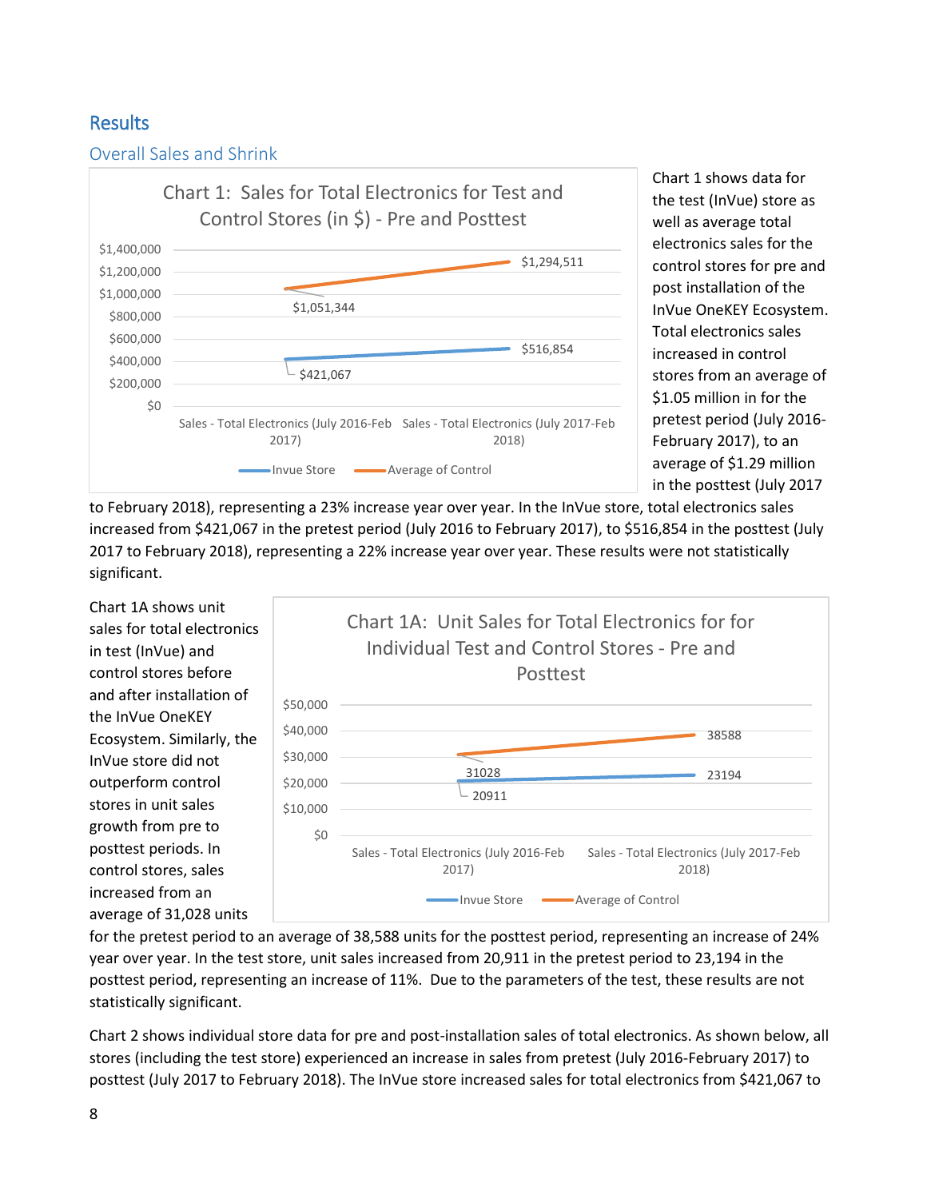## Results

### Overall Sales and Shrink

**Chart 1: Sales for Total Electronics for Test and Control Stores (in $) - Pre and Posttest**

| | Sales - Total Electronics (July 2016-Feb 2017) | Sales - Total Electronics (July 2017-Feb 2018) |
|---|---|---|
| Invue Store | $421,067 | $516,854 |
| Average of Control | $1,051,344 | $1,294,511 |

Chart 1 shows data for the test (InVue) store as well as average total electronics sales for the control stores for pre and post installation of the InVue OneKEY Ecosystem. Total electronics sales increased in control stores from an average of $1.05 million in for the pretest period (July 2016-February 2017), to an average of $1.29 million in the posttest (July 2017 to February 2018), representing a 23% increase year over year. In the InVue store, total electronics sales increased from $421,067 in the pretest period (July 2016 to February 2017), to $516,854 in the posttest (July 2017 to February 2018), representing a 22% increase year over year. These results were not statistically significant.

**Chart 1A: Unit Sales for Total Electronics for for Individual Test and Control Stores - Pre and Posttest**

| | Sales - Total Electronics (July 2016-Feb 2017) | Sales - Total Electronics (July 2017-Feb 2018) |
|---|---|---|
| Invue Store | 20911 | 23194 |
| Average of Control | 31028 | 38588 |

Chart 1A shows unit sales for total electronics in test (InVue) and control stores before and after installation of the InVue OneKEY Ecosystem. Similarly, the InVue store did not outperform control stores in unit sales growth from pre to posttest periods. In control stores, sales increased from an average of 31,028 units for the pretest period to an average of 38,588 units for the posttest period, representing an increase of 24% year over year. In the test store, unit sales increased from 20,911 in the pretest period to 23,194 in the posttest period, representing an increase of 11%. Due to the parameters of the test, these results are not statistically significant.

Chart 2 shows individual store data for pre and post-installation sales of total electronics. As shown below, all stores (including the test store) experienced an increase in sales from pretest (July 2016-February 2017) to posttest (July 2017 to February 2018). The InVue store increased sales for total electronics from $421,067 to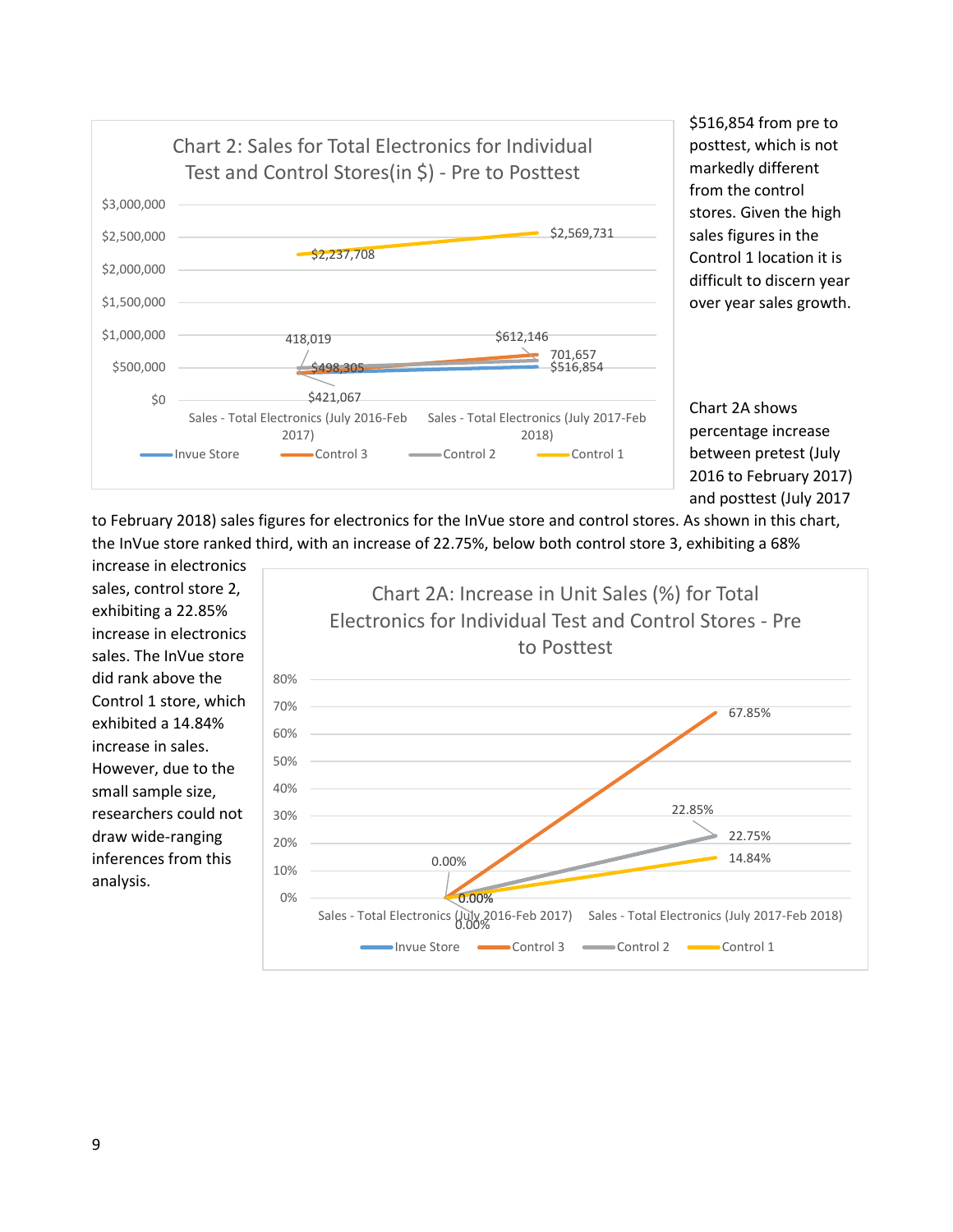**Chart 2: Sales for Total Electronics for Individual Test and Control Stores(in $) - Pre to Posttest**

| | Sales - Total Electronics (July 2016-Feb 2017) | Sales - Total Electronics (July 2017-Feb 2018) |
|---|---|---|
| Invue Store | $421,067 | $516,854 |
| Control 3 | 418,019 | 701,657 |
| Control 2 | $498,305 | $612,146 |
| Control 1 | $2,237,708 | $2,569,731 |

$516,854 from pre to posttest, which is not markedly different from the control stores. Given the high sales figures in the Control 1 location it is difficult to discern year over year sales growth.

Chart 2A shows percentage increase between pretest (July 2016 to February 2017) and posttest (July 2017 to February 2018) sales figures for electronics for the InVue store and control stores. As shown in this chart, the InVue store ranked third, with an increase of 22.75%, below both control store 3, exhibiting a 68% increase in electronics sales, control store 2, exhibiting a 22.85% increase in electronics sales. The InVue store did rank above the Control 1 store, which exhibited a 14.84% increase in sales. However, due to the small sample size, researchers could not draw wide-ranging inferences from this analysis.

**Chart 2A: Increase in Unit Sales (%) for Total Electronics for Individual Test and Control Stores - Pre to Posttest**

| | Sales - Total Electronics (July 2016-Feb 2017) | Sales - Total Electronics (July 2017-Feb 2018) |
|---|---|---|
| Invue Store | 0.00% | 22.75% |
| Control 3 | 0.00% | 67.85% |
| Control 2 | 0.00% | 22.85% |
| Control 1 | 0.00% | 14.84% |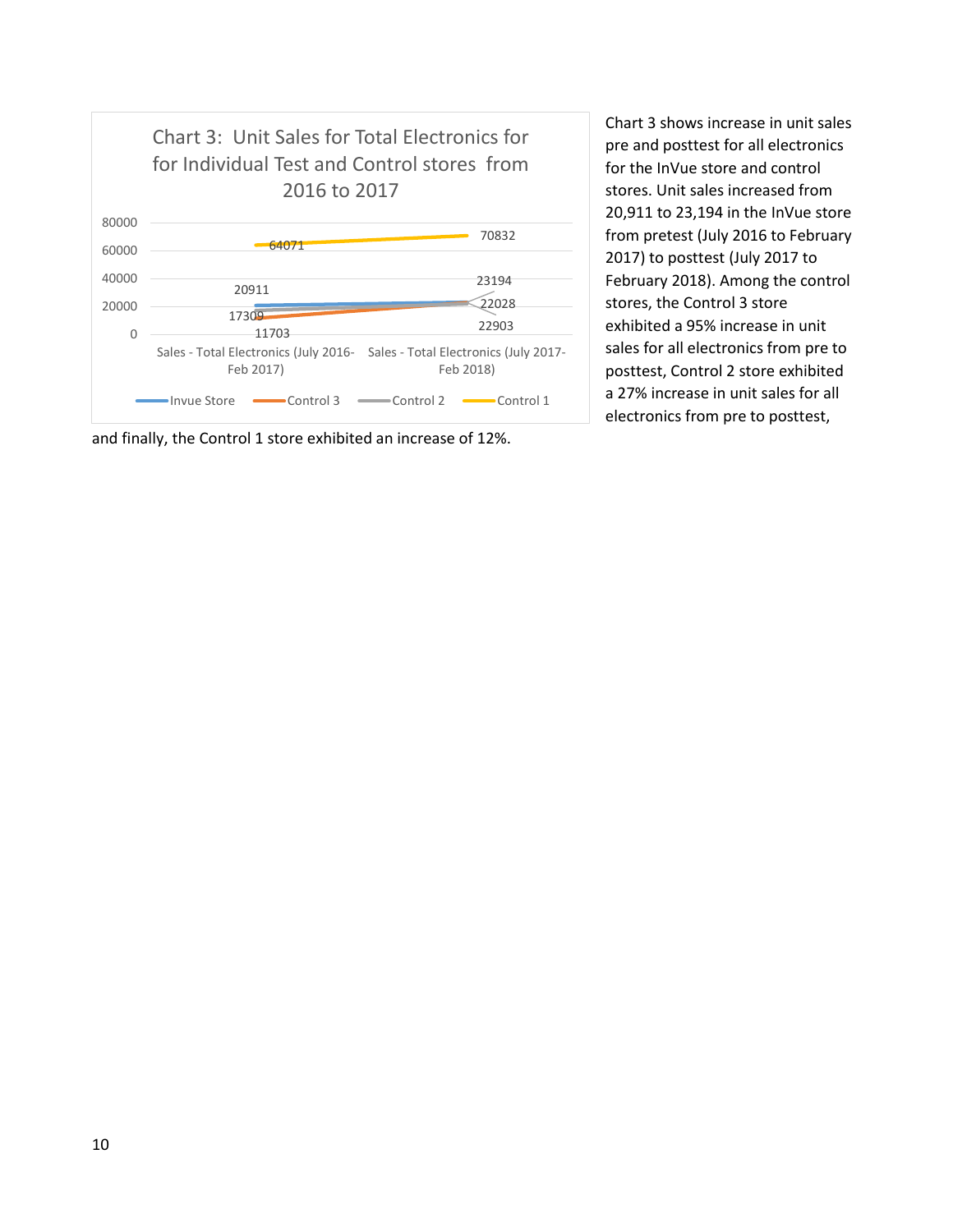Chart 3: Unit Sales for Total Electronics for for Individual Test and Control stores from 2016 to 2017

Chart 3 shows increase in unit sales pre and posttest for all electronics for the InVue store and control stores. Unit sales increased from 20,911 to 23,194 in the InVue store from pretest (July 2016 to February 2017) to posttest (July 2017 to February 2018). Among the control stores, the Control 3 store exhibited a 95% increase in unit sales for all electronics from pre to posttest, Control 2 store exhibited a 27% increase in unit sales for all electronics from pre to posttest, and finally, the Control 1 store exhibited an increase of 12%.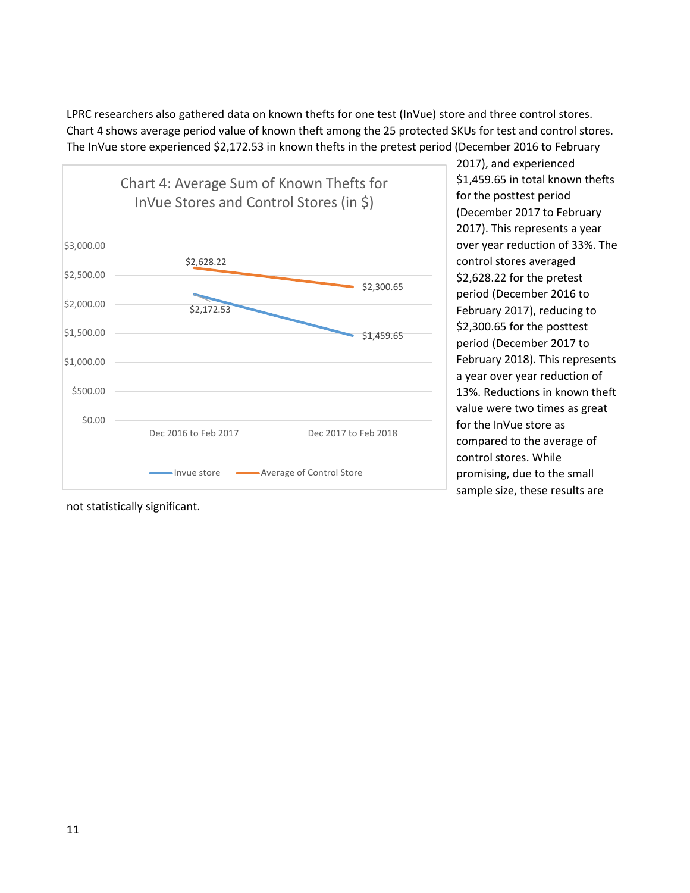LPRC researchers also gathered data on known thefts for one test (InVue) store and three control stores. Chart 4 shows average period value of known theft among the 25 protected SKUs for test and control stores. The InVue store experienced $2,172.53 in known thefts in the pretest period (December 2016 to February 2017), and experienced $1,459.65 in total known thefts for the posttest period (December 2017 to February 2017). This represents a year over year reduction of 33%. The control stores averaged $2,628.22 for the pretest period (December 2016 to February 2017), reducing to $2,300.65 for the posttest period (December 2017 to February 2018). This represents a year over year reduction of 13%. Reductions in known theft value were two times as great for the InVue store as compared to the average of control stores. While promising, due to the small sample size, these results are not statistically significant.

Chart 4: Average Sum of Known Thefts for InVue Stores and Control Stores (in $)

| | Dec 2016 to Feb 2017 | Dec 2017 to Feb 2018 |
|---|---|---|
| Invue store | $2,172.53 | $1,459.65 |
| Average of Control Store | $2,628.22 | $2,300.65 |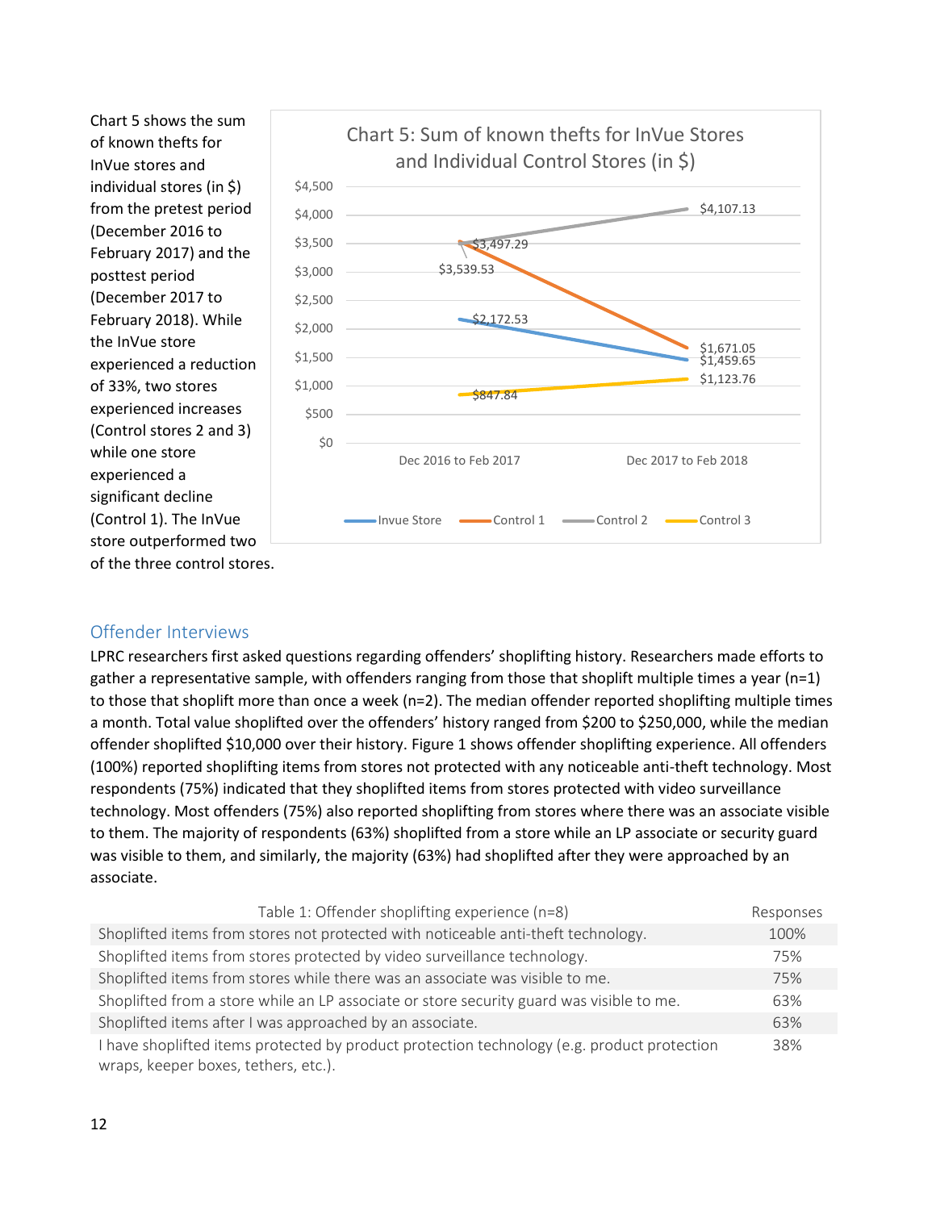Chart 5 shows the sum of known thefts for InVue stores and individual stores (in $) from the pretest period (December 2016 to February 2017) and the posttest period (December 2017 to February 2018). While the InVue store experienced a reduction of 33%, two stores experienced increases (Control stores 2 and 3) while one store experienced a significant decline (Control 1). The InVue store outperformed two of the three control stores.

**Chart 5: Sum of known thefts for InVue Stores and Individual Control Stores (in $)**

| | Dec 2016 to Feb 2017 | Dec 2017 to Feb 2018 |
|---|---|---|
| Invue Store | $2,172.53 | $1,459.65 |
| Control 1 | $3,539.53 | $1,671.05 |
| Control 2 | $3,497.29 | $4,107.13 |
| Control 3 | $847.84 | $1,123.76 |

## Offender Interviews

LPRC researchers first asked questions regarding offenders' shoplifting history. Researchers made efforts to gather a representative sample, with offenders ranging from those that shoplift multiple times a year (n=1) to those that shoplift more than once a week (n=2). The median offender reported shoplifting multiple times a month. Total value shoplifted over the offenders' history ranged from $200 to $250,000, while the median offender shoplifted $10,000 over their history. Figure 1 shows offender shoplifting experience. All offenders (100%) reported shoplifting items from stores not protected with any noticeable anti-theft technology. Most respondents (75%) indicated that they shoplifted items from stores protected with video surveillance technology. Most offenders (75%) also reported shoplifting from stores where there was an associate visible to them. The majority of respondents (63%) shoplifted from a store while an LP associate or security guard was visible to them, and similarly, the majority (63%) had shoplifted after they were approached by an associate.

| Table 1: Offender shoplifting experience (n=8) | Responses |
|---|---|
| Shoplifted items from stores not protected with noticeable anti-theft technology. | 100% |
| Shoplifted items from stores protected by video surveillance technology. | 75% |
| Shoplifted items from stores while there was an associate was visible to me. | 75% |
| Shoplifted from a store while an LP associate or store security guard was visible to me. | 63% |
| Shoplifted items after I was approached by an associate. | 63% |
| I have shoplifted items protected by product protection technology (e.g. product protection wraps, keeper boxes, tethers, etc.). | 38% |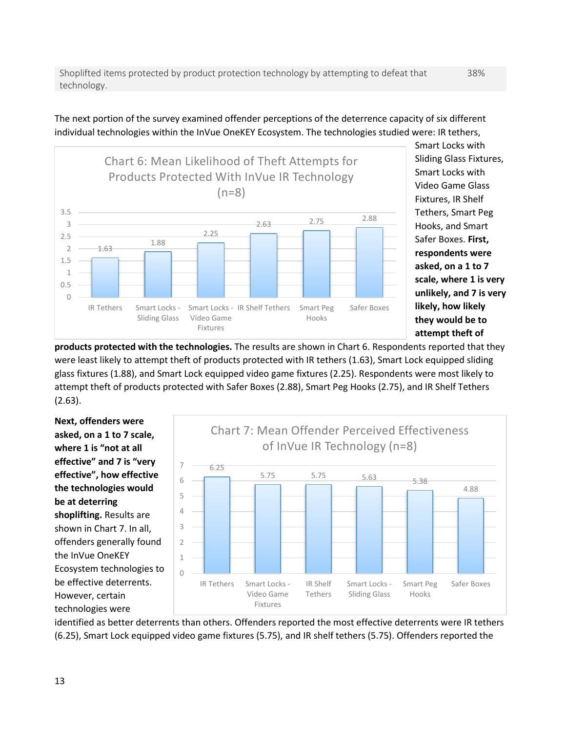| Shoplifted items protected by product protection technology by attempting to defeat that technology. | 38% |
|---|---|

The next portion of the survey examined offender perceptions of the deterrence capacity of six different individual technologies within the InVue OneKEY Ecosystem. The technologies studied were: IR tethers, Smart Locks with Sliding Glass Fixtures, Smart Locks with Video Game Glass Fixtures, IR Shelf Tethers, Smart Peg Hooks, and Smart Safer Boxes. **First, respondents were asked, on a 1 to 7 scale, where 1 is very unlikely, and 7 is very likely, how likely they would be to attempt theft of products protected with the technologies.** The results are shown in Chart 6. Respondents reported that they were least likely to attempt theft of products protected with IR tethers (1.63), Smart Lock equipped sliding glass fixtures (1.88), and Smart Lock equipped video game fixtures (2.25). Respondents were most likely to attempt theft of products protected with Safer Boxes (2.88), Smart Peg Hooks (2.75), and IR Shelf Tethers (2.63).

**Chart 6: Mean Likelihood of Theft Attempts for Products Protected With InVue IR Technology (n=8)**

| Technology | Mean |
|---|---|
| IR Tethers | 1.63 |
| Smart Locks - Sliding Glass | 1.88 |
| Smart Locks - Video Game Fixtures | 2.25 |
| IR Shelf Tethers | 2.63 |
| Smart Peg Hooks | 2.75 |
| Safer Boxes | 2.88 |

**Next, offenders were asked, on a 1 to 7 scale, where 1 is "not at all effective" and 7 is "very effective", how effective the technologies would be at deterring shoplifting.** Results are shown in Chart 7. In all, offenders generally found the InVue OneKEY Ecosystem technologies to be effective deterrents. However, certain technologies were identified as better deterrents than others. Offenders reported the most effective deterrents were IR tethers (6.25), Smart Lock equipped video game fixtures (5.75), and IR shelf tethers (5.75). Offenders reported the

**Chart 7: Mean Offender Perceived Effectiveness of InVue IR Technology (n=8)**

| Technology | Mean |
|---|---|
| IR Tethers | 6.25 |
| Smart Locks - Video Game Fixtures | 5.75 |
| IR Shelf Tethers | 5.75 |
| Smart Locks - Sliding Glass | 5.63 |
| Smart Peg Hooks | 5.38 |
| Safer Boxes | 4.88 |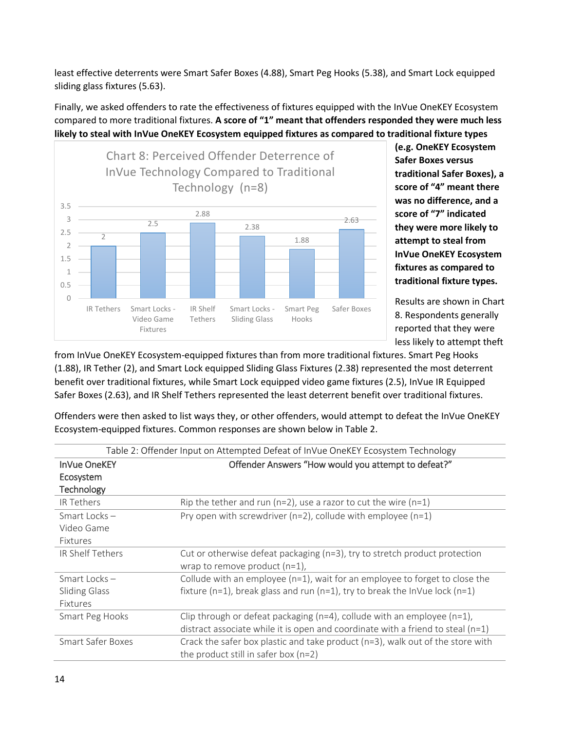least effective deterrents were Smart Safer Boxes (4.88), Smart Peg Hooks (5.38), and Smart Lock equipped sliding glass fixtures (5.63).

Finally, we asked offenders to rate the effectiveness of fixtures equipped with the InVue OneKEY Ecosystem compared to more traditional fixtures. **A score of "1" meant that offenders responded they were much less likely to steal with InVue OneKEY Ecosystem equipped fixtures as compared to traditional fixture types (e.g. OneKEY Ecosystem Safer Boxes versus traditional Safer Boxes), a score of "4" meant there was no difference, and a score of "7" indicated they were more likely to attempt to steal from InVue OneKEY Ecosystem fixtures as compared to traditional fixture types.**

Chart 8: Perceived Offender Deterrence of InVue Technology Compared to Traditional Technology (n=8)

| IR Tethers | Smart Locks - Video Game Fixtures | IR Shelf Tethers | Smart Locks - Sliding Glass | Smart Peg Hooks | Safer Boxes |
|---|---|---|---|---|---|
| 2 | 2.5 | 2.88 | 2.38 | 1.88 | 2.63 |

Results are shown in Chart 8. Respondents generally reported that they were less likely to attempt theft from InVue OneKEY Ecosystem-equipped fixtures than from more traditional fixtures. Smart Peg Hooks (1.88), IR Tether (2), and Smart Lock equipped Sliding Glass Fixtures (2.38) represented the most deterrent benefit over traditional fixtures, while Smart Lock equipped video game fixtures (2.5), InVue IR Equipped Safer Boxes (2.63), and IR Shelf Tethers represented the least deterrent benefit over traditional fixtures.

Offenders were then asked to list ways they, or other offenders, would attempt to defeat the InVue OneKEY Ecosystem-equipped fixtures. Common responses are shown below in Table 2.

Table 2: Offender Input on Attempted Defeat of InVue OneKEY Ecosystem Technology

| InVue OneKEY Ecosystem Technology | Offender Answers "How would you attempt to defeat?" |
|---|---|
| IR Tethers | Rip the tether and run (n=2), use a razor to cut the wire (n=1) |
| Smart Locks – Video Game Fixtures | Pry open with screwdriver (n=2), collude with employee (n=1) |
| IR Shelf Tethers | Cut or otherwise defeat packaging (n=3), try to stretch product protection wrap to remove product (n=1), |
| Smart Locks – Sliding Glass Fixtures | Collude with an employee (n=1), wait for an employee to forget to close the fixture (n=1), break glass and run (n=1), try to break the InVue lock (n=1) |
| Smart Peg Hooks | Clip through or defeat packaging (n=4), collude with an employee (n=1), distract associate while it is open and coordinate with a friend to steal (n=1) |
| Smart Safer Boxes | Crack the safer box plastic and take product (n=3), walk out of the store with the product still in safer box (n=2) |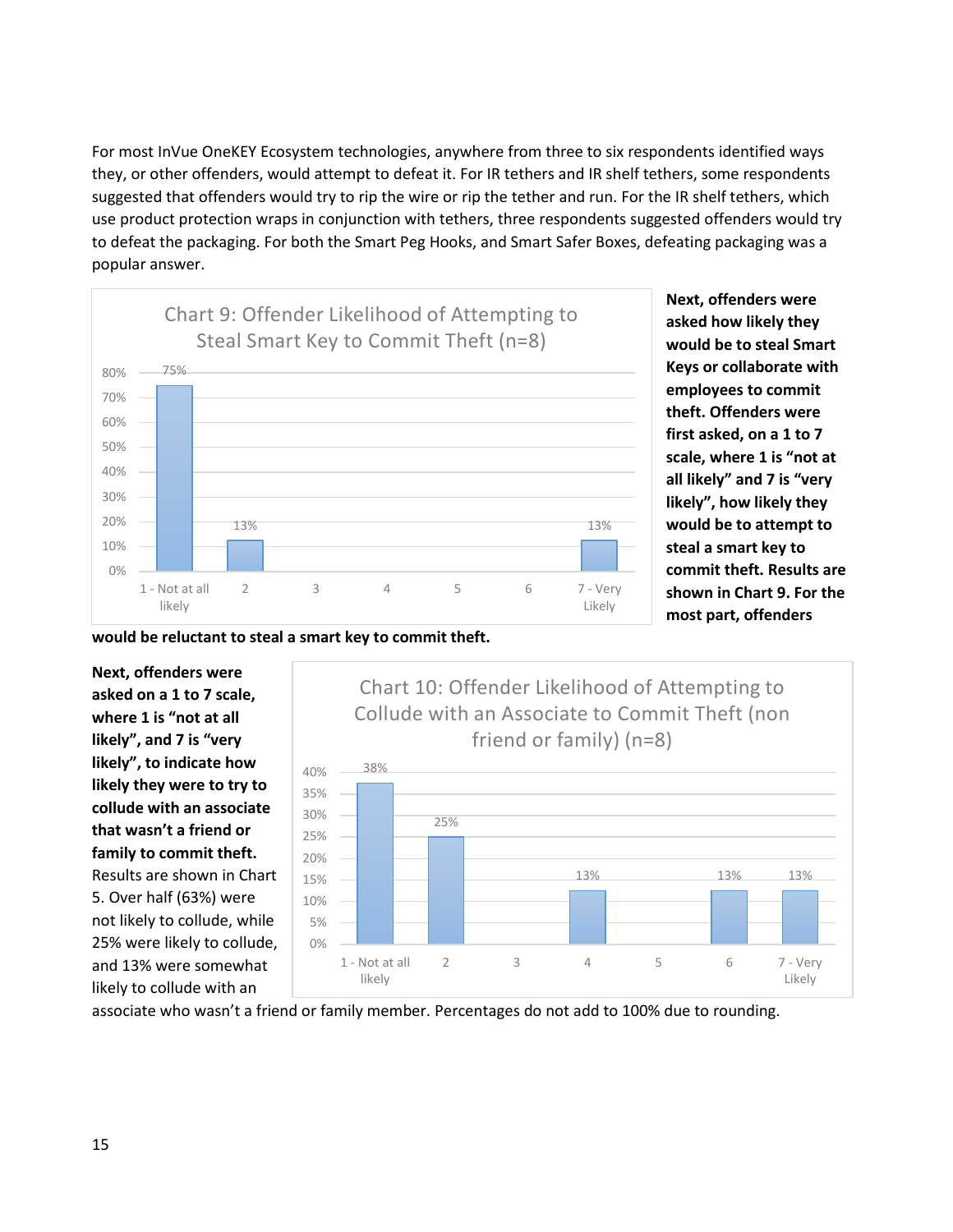For most InVue OneKEY Ecosystem technologies, anywhere from three to six respondents identified ways they, or other offenders, would attempt to defeat it. For IR tethers and IR shelf tethers, some respondents suggested that offenders would try to rip the wire or rip the tether and run. For the IR shelf tethers, which use product protection wraps in conjunction with tethers, three respondents suggested offenders would try to defeat the packaging. For both the Smart Peg Hooks, and Smart Safer Boxes, defeating packaging was a popular answer.

**Chart 9: Offender Likelihood of Attempting to Steal Smart Key to Commit Theft (n=8)**

| Response | Percentage |
|---|---|
| 1 - Not at all likely | 75% |
| 2 | 13% |
| 3 | |
| 4 | |
| 5 | |
| 6 | |
| 7 - Very Likely | 13% |

**Next, offenders were asked how likely they would be to steal Smart Keys or collaborate with employees to commit theft. Offenders were first asked, on a 1 to 7 scale, where 1 is "not at all likely" and 7 is "very likely", how likely they would be to attempt to steal a smart key to commit theft. Results are shown in Chart 9. For the most part, offenders would be reluctant to steal a smart key to commit theft.**

**Chart 10: Offender Likelihood of Attempting to Collude with an Associate to Commit Theft (non friend or family) (n=8)**

| Response | Percentage |
|---|---|
| 1 - Not at all likely | 38% |
| 2 | 25% |
| 3 | |
| 4 | 13% |
| 5 | |
| 6 | 13% |
| 7 - Very Likely | 13% |

**Next, offenders were asked on a 1 to 7 scale, where 1 is "not at all likely", and 7 is "very likely", to indicate how likely they were to try to collude with an associate that wasn't a friend or family to commit theft.** Results are shown in Chart 5. Over half (63%) were not likely to collude, while 25% were likely to collude, and 13% were somewhat likely to collude with an associate who wasn't a friend or family member. Percentages do not add to 100% due to rounding.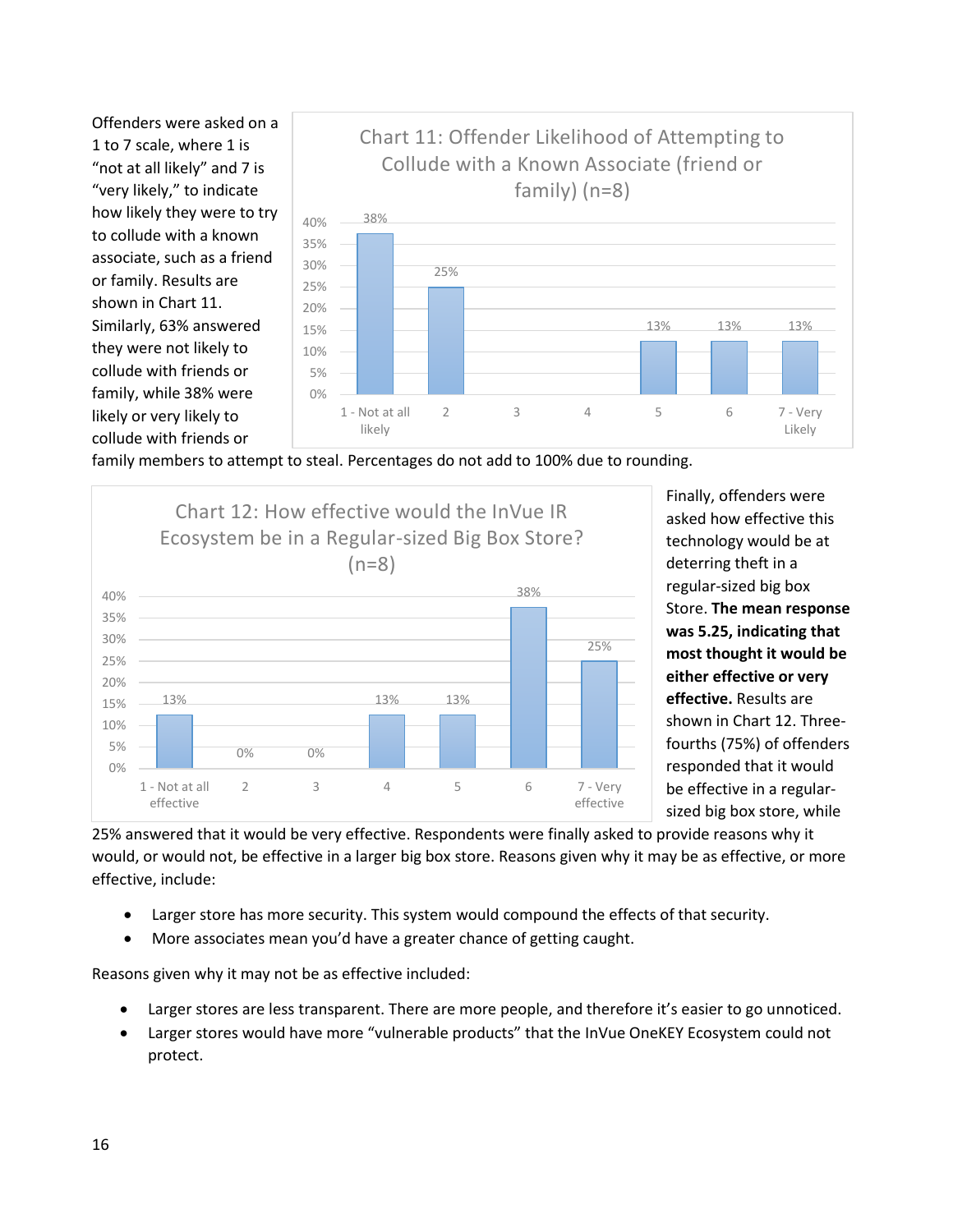Offenders were asked on a 1 to 7 scale, where 1 is "not at all likely" and 7 is "very likely," to indicate how likely they were to try to collude with a known associate, such as a friend or family. Results are shown in Chart 11. Similarly, 63% answered they were not likely to collude with friends or family, while 38% were likely or very likely to collude with friends or family members to attempt to steal. Percentages do not add to 100% due to rounding.

**Chart 11: Offender Likelihood of Attempting to Collude with a Known Associate (friend or family) (n=8)**

| Response | Percentage |
|---|---|
| 1 - Not at all likely | 38% |
| 2 | 25% |
| 3 | |
| 4 | |
| 5 | 13% |
| 6 | 13% |
| 7 - Very Likely | 13% |

Finally, offenders were asked how effective this technology would be at deterring theft in a regular-sized big box Store. **The mean response was 5.25, indicating that most thought it would be either effective or very effective.** Results are shown in Chart 12. Three-fourths (75%) of offenders responded that it would be effective in a regular-sized big box store, while 25% answered that it would be very effective. Respondents were finally asked to provide reasons why it would, or would not, be effective in a larger big box store. Reasons given why it may be as effective, or more effective, include:

**Chart 12: How effective would the InVue IR Ecosystem be in a Regular-sized Big Box Store? (n=8)**

| Response | Percentage |
|---|---|
| 1 - Not at all effective | 13% |
| 2 | 0% |
| 3 | 0% |
| 4 | 13% |
| 5 | 13% |
| 6 | 38% |
| 7 - Very effective | 25% |

- Larger store has more security. This system would compound the effects of that security.
- More associates mean you'd have a greater chance of getting caught.

Reasons given why it may not be as effective included:

- Larger stores are less transparent. There are more people, and therefore it's easier to go unnoticed.
- Larger stores would have more "vulnerable products" that the InVue OneKEY Ecosystem could not protect.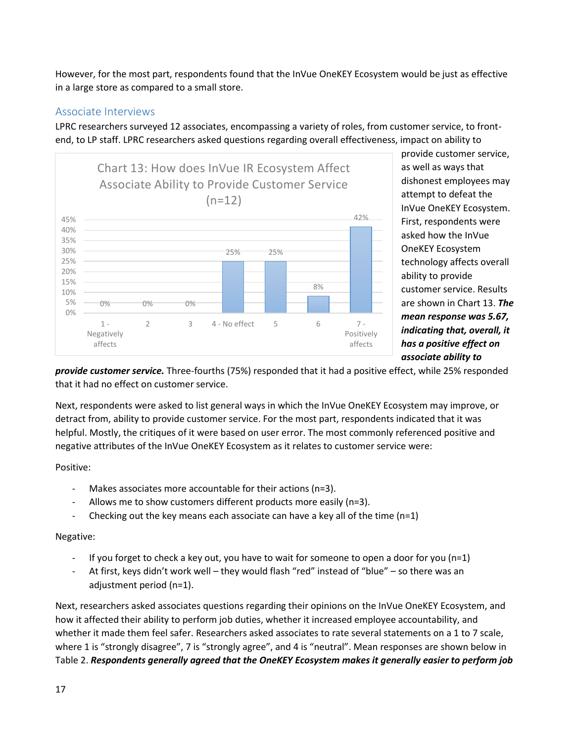However, for the most part, respondents found that the InVue OneKEY Ecosystem would be just as effective in a large store as compared to a small store.

## Associate Interviews

LPRC researchers surveyed 12 associates, encompassing a variety of roles, from customer service, to front-end, to LP staff. LPRC researchers asked questions regarding overall effectiveness, impact on ability to provide customer service, as well as ways that dishonest employees may attempt to defeat the InVue OneKEY Ecosystem. First, respondents were asked how the InVue OneKEY Ecosystem technology affects overall ability to provide customer service. Results are shown in Chart 13. ***The mean response was 5.67, indicating that, overall, it has a positive effect on associate ability to provide customer service.*** Three-fourths (75%) responded that it had a positive effect, while 25% responded that it had no effect on customer service.

Chart 13: How does InVue IR Ecosystem Affect Associate Ability to Provide Customer Service (n=12)

| Response | Percent |
|---|---|
| 1 - Negatively affects | 0% |
| 2 | 0% |
| 3 | 0% |
| 4 - No effect | 25% |
| 5 | 25% |
| 6 | 8% |
| 7 - Positively affects | 42% |

Next, respondents were asked to list general ways in which the InVue OneKEY Ecosystem may improve, or detract from, ability to provide customer service. For the most part, respondents indicated that it was helpful. Mostly, the critiques of it were based on user error. The most commonly referenced positive and negative attributes of the InVue OneKEY Ecosystem as it relates to customer service were:

Positive:

- Makes associates more accountable for their actions (n=3).
- Allows me to show customers different products more easily (n=3).
- Checking out the key means each associate can have a key all of the time (n=1)

Negative:

- If you forget to check a key out, you have to wait for someone to open a door for you (n=1)
- At first, keys didn't work well – they would flash "red" instead of "blue" – so there was an adjustment period (n=1).

Next, researchers asked associates questions regarding their opinions on the InVue OneKEY Ecosystem, and how it affected their ability to perform job duties, whether it increased employee accountability, and whether it made them feel safer. Researchers asked associates to rate several statements on a 1 to 7 scale, where 1 is "strongly disagree", 7 is "strongly agree", and 4 is "neutral". Mean responses are shown below in Table 2. ***Respondents generally agreed that the OneKEY Ecosystem makes it generally easier to perform job***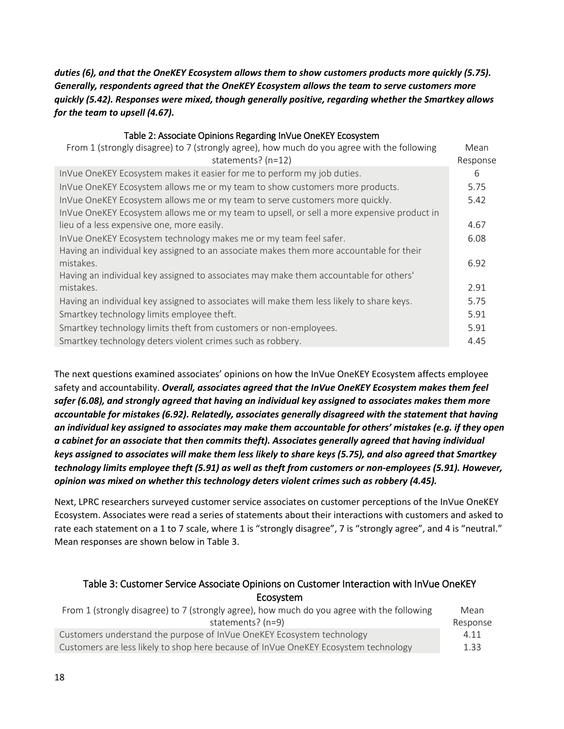***duties (6), and that the OneKEY Ecosystem allows them to show customers products more quickly (5.75). Generally, respondents agreed that the OneKEY Ecosystem allows the team to serve customers more quickly (5.42). Responses were mixed, though generally positive, regarding whether the Smartkey allows for the team to upsell (4.67).***

Table 2: Associate Opinions Regarding InVue OneKEY Ecosystem

| From 1 (strongly disagree) to 7 (strongly agree), how much do you agree with the following statements? (n=12) | Mean Response |
|---|---|
| InVue OneKEY Ecosystem makes it easier for me to perform my job duties. | 6 |
| InVue OneKEY Ecosystem allows me or my team to show customers more products. | 5.75 |
| InVue OneKEY Ecosystem allows me or my team to serve customers more quickly. | 5.42 |
| InVue OneKEY Ecosystem allows me or my team to upsell, or sell a more expensive product in lieu of a less expensive one, more easily. | 4.67 |
| InVue OneKEY Ecosystem technology makes me or my team feel safer. | 6.08 |
| Having an individual key assigned to an associate makes them more accountable for their mistakes. | 6.92 |
| Having an individual key assigned to associates may make them accountable for others' mistakes. | 2.91 |
| Having an individual key assigned to associates will make them less likely to share keys. | 5.75 |
| Smartkey technology limits employee theft. | 5.91 |
| Smartkey technology limits theft from customers or non-employees. | 5.91 |
| Smartkey technology deters violent crimes such as robbery. | 4.45 |

The next questions examined associates' opinions on how the InVue OneKEY Ecosystem affects employee safety and accountability. ***Overall, associates agreed that the InVue OneKEY Ecosystem makes them feel safer (6.08), and strongly agreed that having an individual key assigned to associates makes them more accountable for mistakes (6.92). Relatedly, associates generally disagreed with the statement that having an individual key assigned to associates may make them accountable for others' mistakes (e.g. if they open a cabinet for an associate that then commits theft). Associates generally agreed that having individual keys assigned to associates will make them less likely to share keys (5.75), and also agreed that Smartkey technology limits employee theft (5.91) as well as theft from customers or non-employees (5.91). However, opinion was mixed on whether this technology deters violent crimes such as robbery (4.45).***

Next, LPRC researchers surveyed customer service associates on customer perceptions of the InVue OneKEY Ecosystem. Associates were read a series of statements about their interactions with customers and asked to rate each statement on a 1 to 7 scale, where 1 is "strongly disagree", 7 is "strongly agree", and 4 is "neutral." Mean responses are shown below in Table 3.

Table 3: Customer Service Associate Opinions on Customer Interaction with InVue OneKEY Ecosystem

| From 1 (strongly disagree) to 7 (strongly agree), how much do you agree with the following statements? (n=9) | Mean Response |
|---|---|
| Customers understand the purpose of InVue OneKEY Ecosystem technology | 4.11 |
| Customers are less likely to shop here because of InVue OneKEY Ecosystem technology | 1.33 |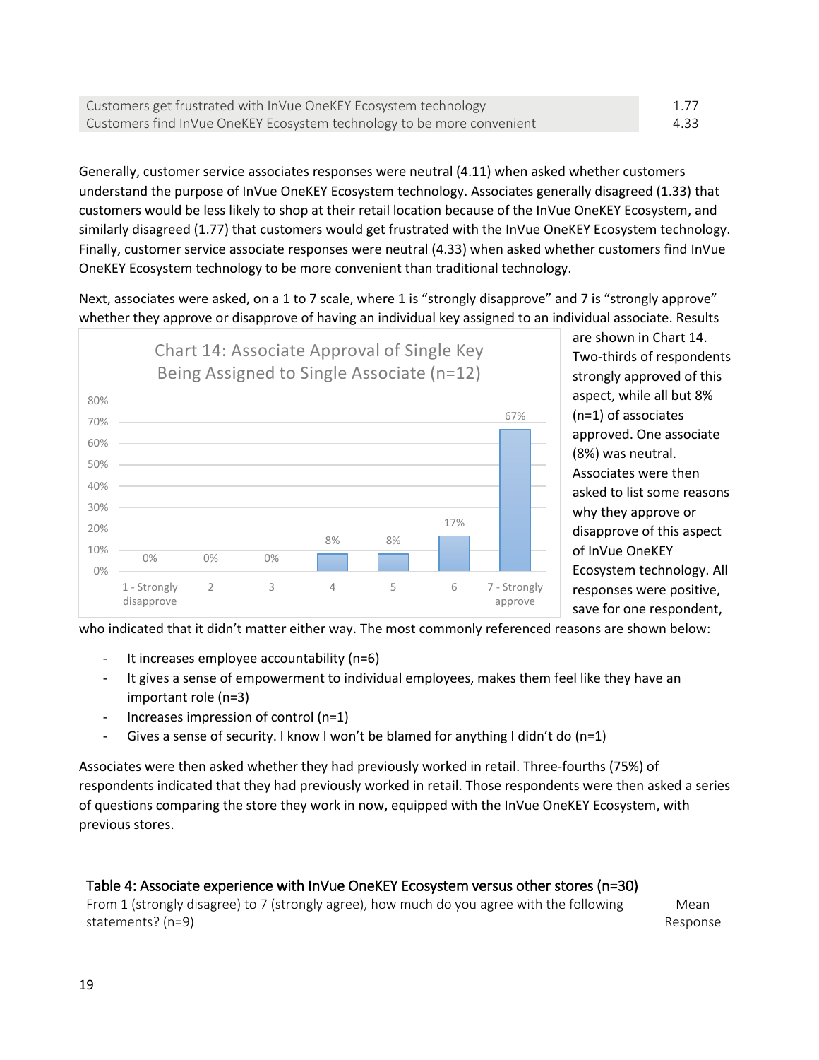| | |
|---|---|
| Customers get frustrated with InVue OneKEY Ecosystem technology | 1.77 |
| Customers find InVue OneKEY Ecosystem technology to be more convenient | 4.33 |

Generally, customer service associates responses were neutral (4.11) when asked whether customers understand the purpose of InVue OneKEY Ecosystem technology. Associates generally disagreed (1.33) that customers would be less likely to shop at their retail location because of the InVue OneKEY Ecosystem, and similarly disagreed (1.77) that customers would get frustrated with the InVue OneKEY Ecosystem technology. Finally, customer service associate responses were neutral (4.33) when asked whether customers find InVue OneKEY Ecosystem technology to be more convenient than traditional technology.

Next, associates were asked, on a 1 to 7 scale, where 1 is "strongly disapprove" and 7 is "strongly approve" whether they approve or disapprove of having an individual key assigned to an individual associate. Results are shown in Chart 14. Two-thirds of respondents strongly approved of this aspect, while all but 8% (n=1) of associates approved. One associate (8%) was neutral. Associates were then asked to list some reasons why they approve or disapprove of this aspect of InVue OneKEY Ecosystem technology. All responses were positive, save for one respondent, who indicated that it didn't matter either way. The most commonly referenced reasons are shown below:

**Chart 14: Associate Approval of Single Key Being Assigned to Single Associate (n=12)**

| Response | Percent |
|---|---|
| 1 - Strongly disapprove | 0% |
| 2 | 0% |
| 3 | 0% |
| 4 | 8% |
| 5 | 8% |
| 6 | 17% |
| 7 - Strongly approve | 67% |

- It increases employee accountability (n=6)
- It gives a sense of empowerment to individual employees, makes them feel like they have an important role (n=3)
- Increases impression of control (n=1)
- Gives a sense of security. I know I won't be blamed for anything I didn't do (n=1)

Associates were then asked whether they had previously worked in retail. Three-fourths (75%) of respondents indicated that they had previously worked in retail. Those respondents were then asked a series of questions comparing the store they work in now, equipped with the InVue OneKEY Ecosystem, with previous stores.

**Table 4: Associate experience with InVue OneKEY Ecosystem versus other stores (n=30)**

| From 1 (strongly disagree) to 7 (strongly agree), how much do you agree with the following statements? (n=9) | Mean Response |
|---|---|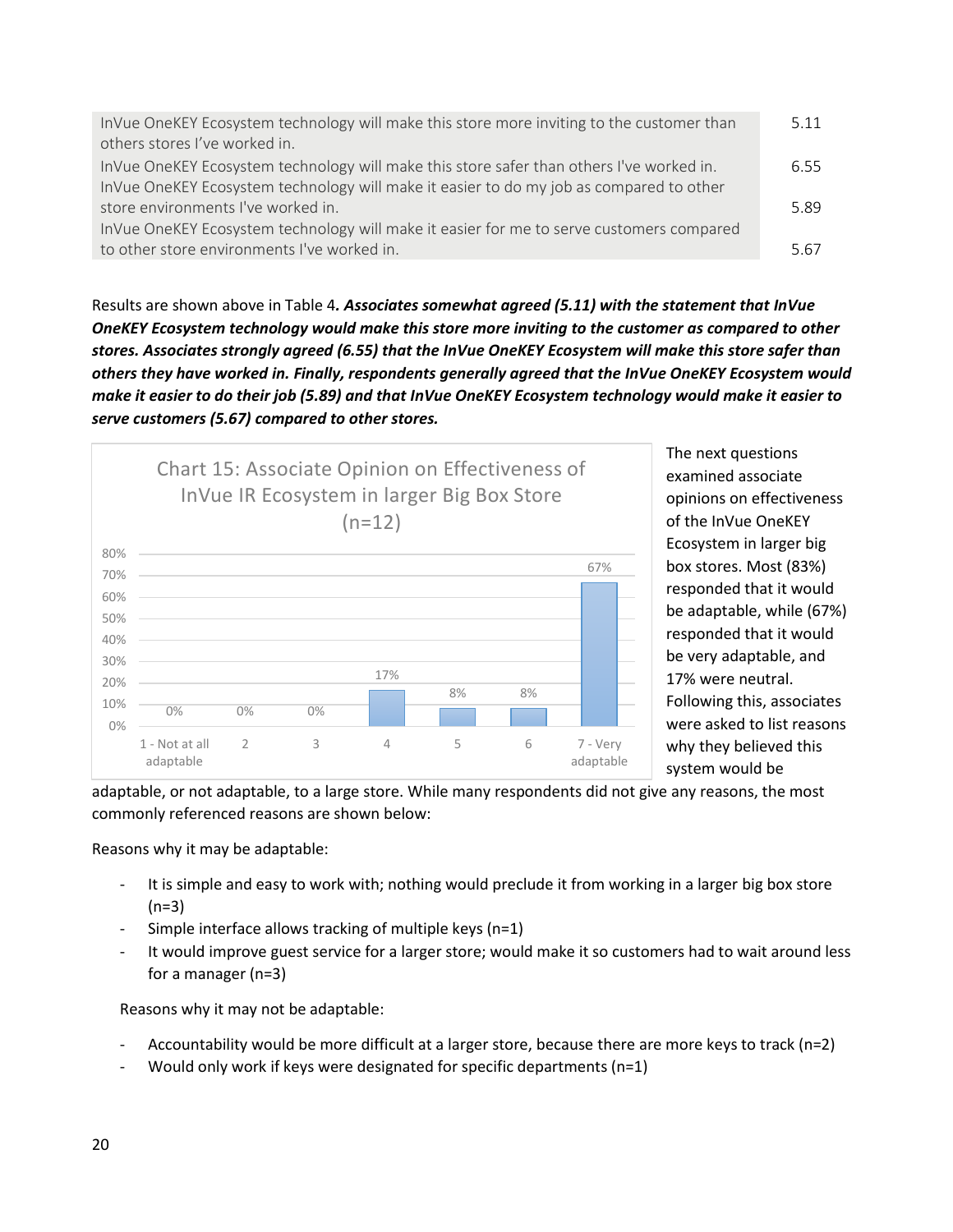| | |
|---|---|
| InVue OneKEY Ecosystem technology will make this store more inviting to the customer than others stores I've worked in. | 5.11 |
| InVue OneKEY Ecosystem technology will make this store safer than others I've worked in. | 6.55 |
| InVue OneKEY Ecosystem technology will make it easier to do my job as compared to other store environments I've worked in. | 5.89 |
| InVue OneKEY Ecosystem technology will make it easier for me to serve customers compared to other store environments I've worked in. | 5.67 |

Results are shown above in Table 4***. Associates somewhat agreed (5.11) with the statement that InVue OneKEY Ecosystem technology would make this store more inviting to the customer as compared to other stores. Associates strongly agreed (6.55) that the InVue OneKEY Ecosystem will make this store safer than others they have worked in. Finally, respondents generally agreed that the InVue OneKEY Ecosystem would make it easier to do their job (5.89) and that InVue OneKEY Ecosystem technology would make it easier to serve customers (5.67) compared to other stores.***

**Chart 15: Associate Opinion on Effectiveness of InVue IR Ecosystem in larger Big Box Store (n=12)**

| Response | Percent |
|---|---|
| 1 - Not at all adaptable | 0% |
| 2 | 0% |
| 3 | 0% |
| 4 | 17% |
| 5 | 8% |
| 6 | 8% |
| 7 - Very adaptable | 67% |

The next questions examined associate opinions on effectiveness of the InVue OneKEY Ecosystem in larger big box stores. Most (83%) responded that it would be adaptable, while (67%) responded that it would be very adaptable, and 17% were neutral. Following this, associates were asked to list reasons why they believed this system would be adaptable, or not adaptable, to a large store. While many respondents did not give any reasons, the most commonly referenced reasons are shown below:

Reasons why it may be adaptable:

- It is simple and easy to work with; nothing would preclude it from working in a larger big box store (n=3)
- Simple interface allows tracking of multiple keys (n=1)
- It would improve guest service for a larger store; would make it so customers had to wait around less for a manager (n=3)

Reasons why it may not be adaptable:

- Accountability would be more difficult at a larger store, because there are more keys to track (n=2)
- Would only work if keys were designated for specific departments (n=1)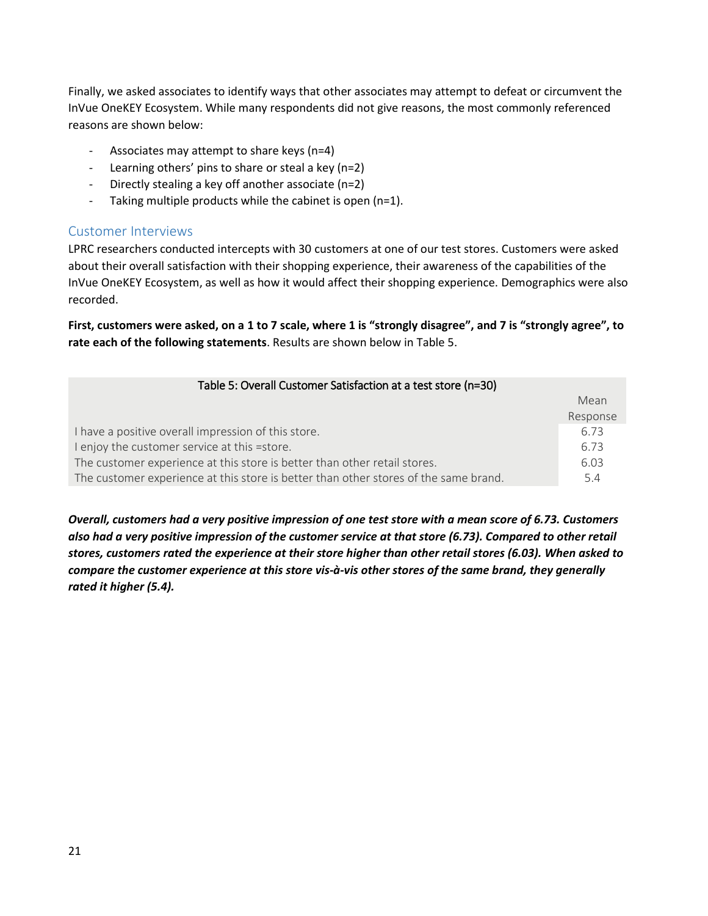Finally, we asked associates to identify ways that other associates may attempt to defeat or circumvent the InVue OneKEY Ecosystem. While many respondents did not give reasons, the most commonly referenced reasons are shown below:

- Associates may attempt to share keys (n=4)
- Learning others' pins to share or steal a key (n=2)
- Directly stealing a key off another associate (n=2)
- Taking multiple products while the cabinet is open (n=1).

## Customer Interviews

LPRC researchers conducted intercepts with 30 customers at one of our test stores. Customers were asked about their overall satisfaction with their shopping experience, their awareness of the capabilities of the InVue OneKEY Ecosystem, as well as how it would affect their shopping experience. Demographics were also recorded.

**First, customers were asked, on a 1 to 7 scale, where 1 is "strongly disagree", and 7 is "strongly agree", to rate each of the following statements**. Results are shown below in Table 5.

Table 5: Overall Customer Satisfaction at a test store (n=30)

| | Mean Response |
|---|---|
| I have a positive overall impression of this store. | 6.73 |
| I enjoy the customer service at this =store. | 6.73 |
| The customer experience at this store is better than other retail stores. | 6.03 |
| The customer experience at this store is better than other stores of the same brand. | 5.4 |

***Overall, customers had a very positive impression of one test store with a mean score of 6.73. Customers also had a very positive impression of the customer service at that store (6.73). Compared to other retail stores, customers rated the experience at their store higher than other retail stores (6.03). When asked to compare the customer experience at this store vis-à-vis other stores of the same brand, they generally rated it higher (5.4).***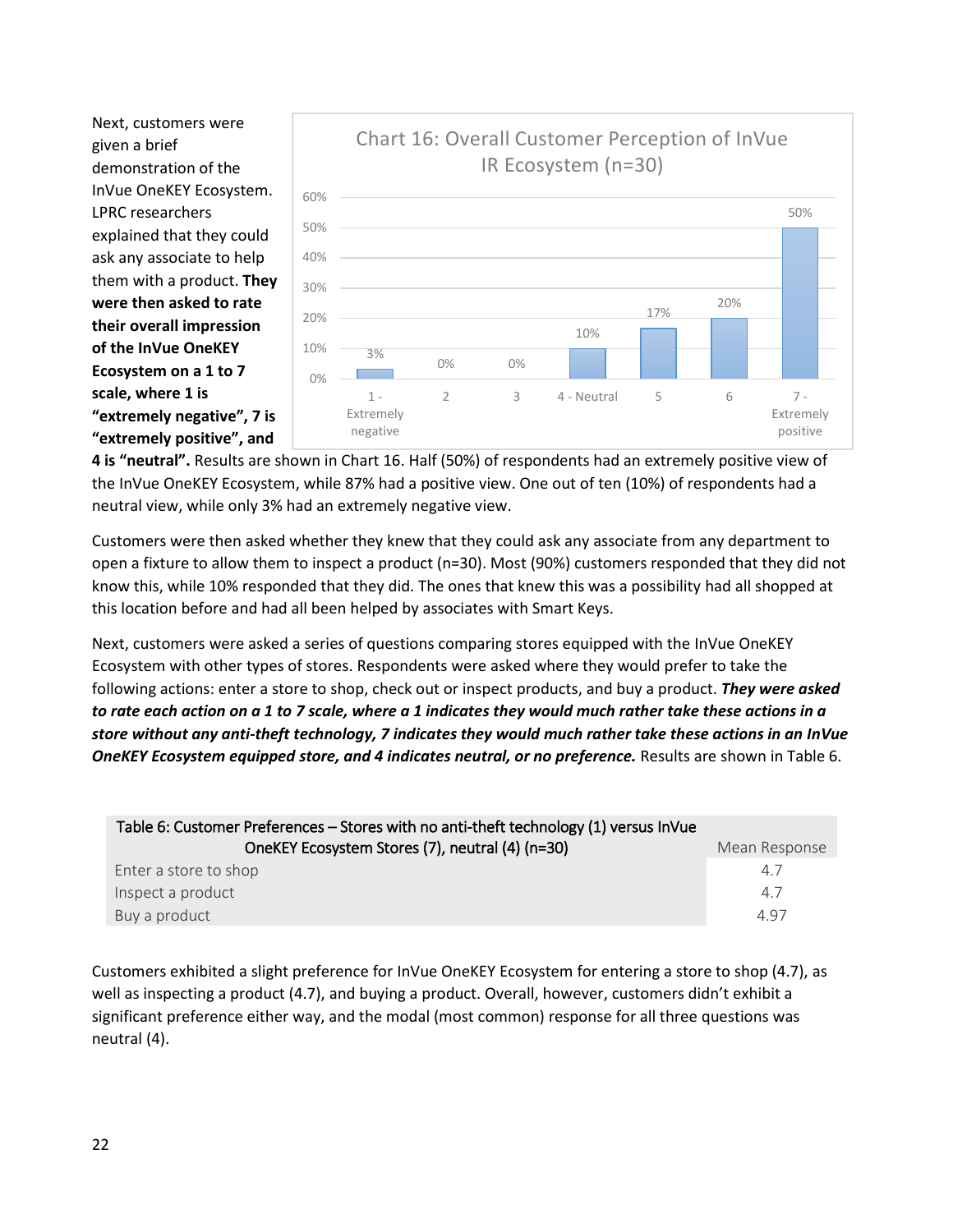Next, customers were given a brief demonstration of the InVue OneKEY Ecosystem. LPRC researchers explained that they could ask any associate to help them with a product. **They were then asked to rate their overall impression of the InVue OneKEY Ecosystem on a 1 to 7 scale, where 1 is "extremely negative", 7 is "extremely positive", and 4 is "neutral".** Results are shown in Chart 16. Half (50%) of respondents had an extremely positive view of the InVue OneKEY Ecosystem, while 87% had a positive view. One out of ten (10%) of respondents had a neutral view, while only 3% had an extremely negative view.

Chart 16: Overall Customer Perception of InVue IR Ecosystem (n=30)

| Rating | Percent |
|---|---|
| 1 - Extremely negative | 3% |
| 2 | 0% |
| 3 | 0% |
| 4 - Neutral | 10% |
| 5 | 17% |
| 6 | 20% |
| 7 - Extremely positive | 50% |

Customers were then asked whether they knew that they could ask any associate from any department to open a fixture to allow them to inspect a product (n=30). Most (90%) customers responded that they did not know this, while 10% responded that they did. The ones that knew this was a possibility had all shopped at this location before and had all been helped by associates with Smart Keys.

Next, customers were asked a series of questions comparing stores equipped with the InVue OneKEY Ecosystem with other types of stores. Respondents were asked where they would prefer to take the following actions: enter a store to shop, check out or inspect products, and buy a product. ***They were asked to rate each action on a 1 to 7 scale, where a 1 indicates they would much rather take these actions in a store without any anti-theft technology, 7 indicates they would much rather take these actions in an InVue OneKEY Ecosystem equipped store, and 4 indicates neutral, or no preference.*** Results are shown in Table 6.

| Table 6: Customer Preferences – Stores with no anti-theft technology (1) versus InVue OneKEY Ecosystem Stores (7), neutral (4) (n=30) | Mean Response |
|---|---|
| Enter a store to shop | 4.7 |
| Inspect a product | 4.7 |
| Buy a product | 4.97 |

Customers exhibited a slight preference for InVue OneKEY Ecosystem for entering a store to shop (4.7), as well as inspecting a product (4.7), and buying a product. Overall, however, customers didn't exhibit a significant preference either way, and the modal (most common) response for all three questions was neutral (4).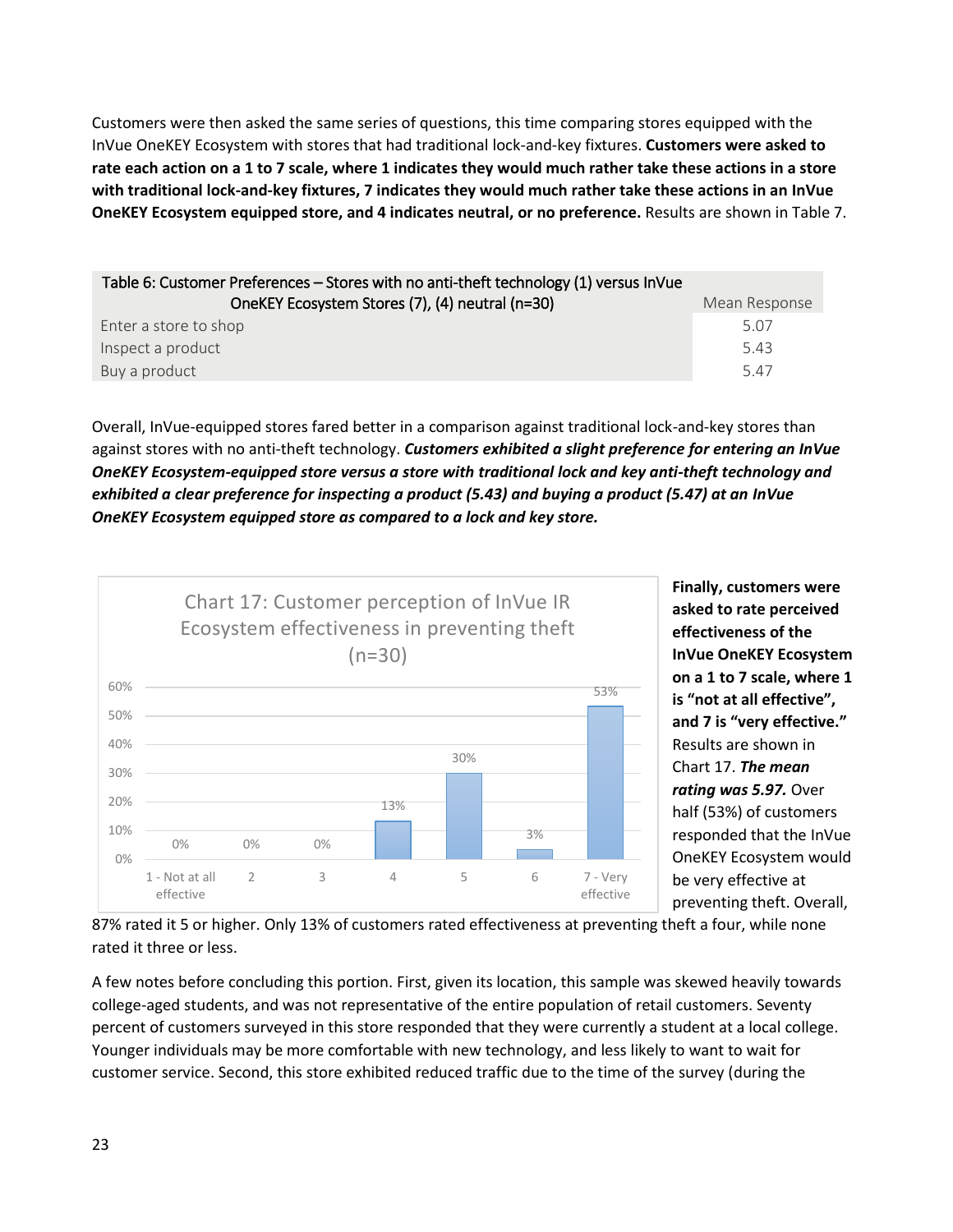Customers were then asked the same series of questions, this time comparing stores equipped with the InVue OneKEY Ecosystem with stores that had traditional lock-and-key fixtures. **Customers were asked to rate each action on a 1 to 7 scale, where 1 indicates they would much rather take these actions in a store with traditional lock-and-key fixtures, 7 indicates they would much rather take these actions in an InVue OneKEY Ecosystem equipped store, and 4 indicates neutral, or no preference.** Results are shown in Table 7.

| Table 6: Customer Preferences – Stores with no anti-theft technology (1) versus InVue OneKEY Ecosystem Stores (7), (4) neutral (n=30) | Mean Response |
|---|---|
| Enter a store to shop | 5.07 |
| Inspect a product | 5.43 |
| Buy a product | 5.47 |

Overall, InVue-equipped stores fared better in a comparison against traditional lock-and-key stores than against stores with no anti-theft technology. ***Customers exhibited a slight preference for entering an InVue OneKEY Ecosystem-equipped store versus a store with traditional lock and key anti-theft technology and exhibited a clear preference for inspecting a product (5.43) and buying a product (5.47) at an InVue OneKEY Ecosystem equipped store as compared to a lock and key store.***

Chart 17: Customer perception of InVue IR Ecosystem effectiveness in preventing theft (n=30)

| Rating | Percent |
|---|---|
| 1 - Not at all effective | 0% |
| 2 | 0% |
| 3 | 0% |
| 4 | 13% |
| 5 | 30% |
| 6 | 3% |
| 7 - Very effective | 53% |

**Finally, customers were asked to rate perceived effectiveness of the InVue OneKEY Ecosystem on a 1 to 7 scale, where 1 is "not at all effective", and 7 is "very effective."** Results are shown in Chart 17. ***The mean rating was 5.97.*** Over half (53%) of customers responded that the InVue OneKEY Ecosystem would be very effective at preventing theft. Overall, 87% rated it 5 or higher. Only 13% of customers rated effectiveness at preventing theft a four, while none rated it three or less.

A few notes before concluding this portion. First, given its location, this sample was skewed heavily towards college-aged students, and was not representative of the entire population of retail customers. Seventy percent of customers surveyed in this store responded that they were currently a student at a local college. Younger individuals may be more comfortable with new technology, and less likely to want to wait for customer service. Second, this store exhibited reduced traffic due to the time of the survey (during the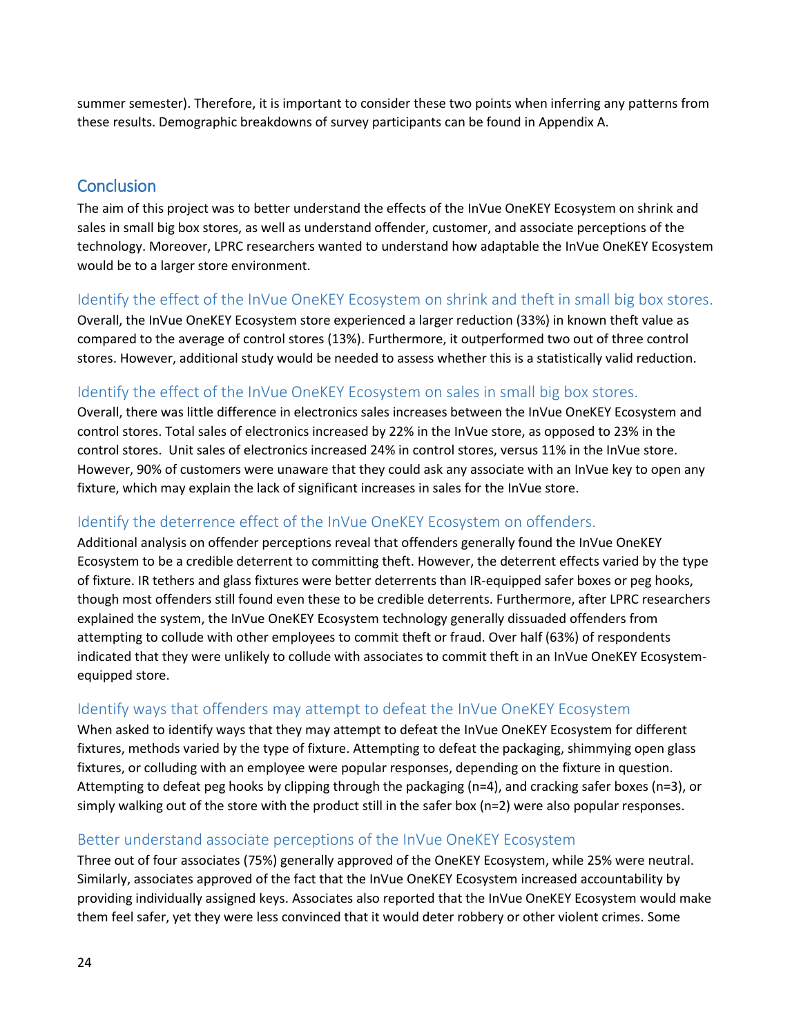summer semester). Therefore, it is important to consider these two points when inferring any patterns from these results. Demographic breakdowns of survey participants can be found in Appendix A.

## Conclusion

The aim of this project was to better understand the effects of the InVue OneKEY Ecosystem on shrink and sales in small big box stores, as well as understand offender, customer, and associate perceptions of the technology. Moreover, LPRC researchers wanted to understand how adaptable the InVue OneKEY Ecosystem would be to a larger store environment.

### Identify the effect of the InVue OneKEY Ecosystem on shrink and theft in small big box stores.

Overall, the InVue OneKEY Ecosystem store experienced a larger reduction (33%) in known theft value as compared to the average of control stores (13%). Furthermore, it outperformed two out of three control stores. However, additional study would be needed to assess whether this is a statistically valid reduction.

### Identify the effect of the InVue OneKEY Ecosystem on sales in small big box stores.

Overall, there was little difference in electronics sales increases between the InVue OneKEY Ecosystem and control stores. Total sales of electronics increased by 22% in the InVue store, as opposed to 23% in the control stores. Unit sales of electronics increased 24% in control stores, versus 11% in the InVue store. However, 90% of customers were unaware that they could ask any associate with an InVue key to open any fixture, which may explain the lack of significant increases in sales for the InVue store.

### Identify the deterrence effect of the InVue OneKEY Ecosystem on offenders.

Additional analysis on offender perceptions reveal that offenders generally found the InVue OneKEY Ecosystem to be a credible deterrent to committing theft. However, the deterrent effects varied by the type of fixture. IR tethers and glass fixtures were better deterrents than IR-equipped safer boxes or peg hooks, though most offenders still found even these to be credible deterrents. Furthermore, after LPRC researchers explained the system, the InVue OneKEY Ecosystem technology generally dissuaded offenders from attempting to collude with other employees to commit theft or fraud. Over half (63%) of respondents indicated that they were unlikely to collude with associates to commit theft in an InVue OneKEY Ecosystem-equipped store.

### Identify ways that offenders may attempt to defeat the InVue OneKEY Ecosystem

When asked to identify ways that they may attempt to defeat the InVue OneKEY Ecosystem for different fixtures, methods varied by the type of fixture. Attempting to defeat the packaging, shimmying open glass fixtures, or colluding with an employee were popular responses, depending on the fixture in question. Attempting to defeat peg hooks by clipping through the packaging (n=4), and cracking safer boxes (n=3), or simply walking out of the store with the product still in the safer box (n=2) were also popular responses.

### Better understand associate perceptions of the InVue OneKEY Ecosystem

Three out of four associates (75%) generally approved of the OneKEY Ecosystem, while 25% were neutral. Similarly, associates approved of the fact that the InVue OneKEY Ecosystem increased accountability by providing individually assigned keys. Associates also reported that the InVue OneKEY Ecosystem would make them feel safer, yet they were less convinced that it would deter robbery or other violent crimes. Some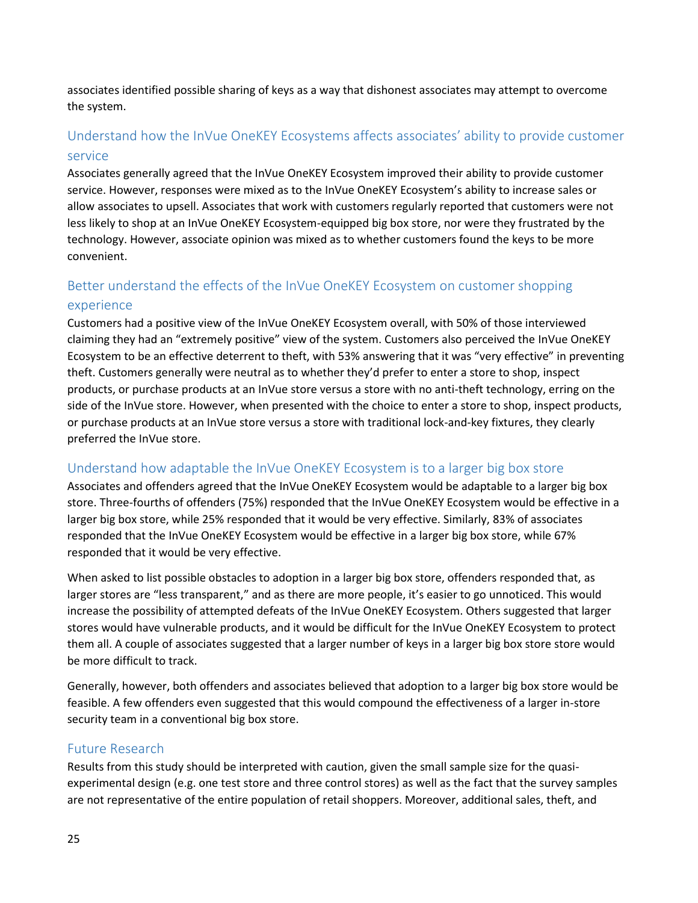associates identified possible sharing of keys as a way that dishonest associates may attempt to overcome the system.

## Understand how the InVue OneKEY Ecosystems affects associates' ability to provide customer service

Associates generally agreed that the InVue OneKEY Ecosystem improved their ability to provide customer service. However, responses were mixed as to the InVue OneKEY Ecosystem's ability to increase sales or allow associates to upsell. Associates that work with customers regularly reported that customers were not less likely to shop at an InVue OneKEY Ecosystem-equipped big box store, nor were they frustrated by the technology. However, associate opinion was mixed as to whether customers found the keys to be more convenient.

## Better understand the effects of the InVue OneKEY Ecosystem on customer shopping experience

Customers had a positive view of the InVue OneKEY Ecosystem overall, with 50% of those interviewed claiming they had an "extremely positive" view of the system. Customers also perceived the InVue OneKEY Ecosystem to be an effective deterrent to theft, with 53% answering that it was "very effective" in preventing theft. Customers generally were neutral as to whether they'd prefer to enter a store to shop, inspect products, or purchase products at an InVue store versus a store with no anti-theft technology, erring on the side of the InVue store. However, when presented with the choice to enter a store to shop, inspect products, or purchase products at an InVue store versus a store with traditional lock-and-key fixtures, they clearly preferred the InVue store.

## Understand how adaptable the InVue OneKEY Ecosystem is to a larger big box store

Associates and offenders agreed that the InVue OneKEY Ecosystem would be adaptable to a larger big box store. Three-fourths of offenders (75%) responded that the InVue OneKEY Ecosystem would be effective in a larger big box store, while 25% responded that it would be very effective. Similarly, 83% of associates responded that the InVue OneKEY Ecosystem would be effective in a larger big box store, while 67% responded that it would be very effective.

When asked to list possible obstacles to adoption in a larger big box store, offenders responded that, as larger stores are "less transparent," and as there are more people, it's easier to go unnoticed. This would increase the possibility of attempted defeats of the InVue OneKEY Ecosystem. Others suggested that larger stores would have vulnerable products, and it would be difficult for the InVue OneKEY Ecosystem to protect them all. A couple of associates suggested that a larger number of keys in a larger big box store store would be more difficult to track.

Generally, however, both offenders and associates believed that adoption to a larger big box store would be feasible. A few offenders even suggested that this would compound the effectiveness of a larger in-store security team in a conventional big box store.

## Future Research

Results from this study should be interpreted with caution, given the small sample size for the quasi-experimental design (e.g. one test store and three control stores) as well as the fact that the survey samples are not representative of the entire population of retail shoppers. Moreover, additional sales, theft, and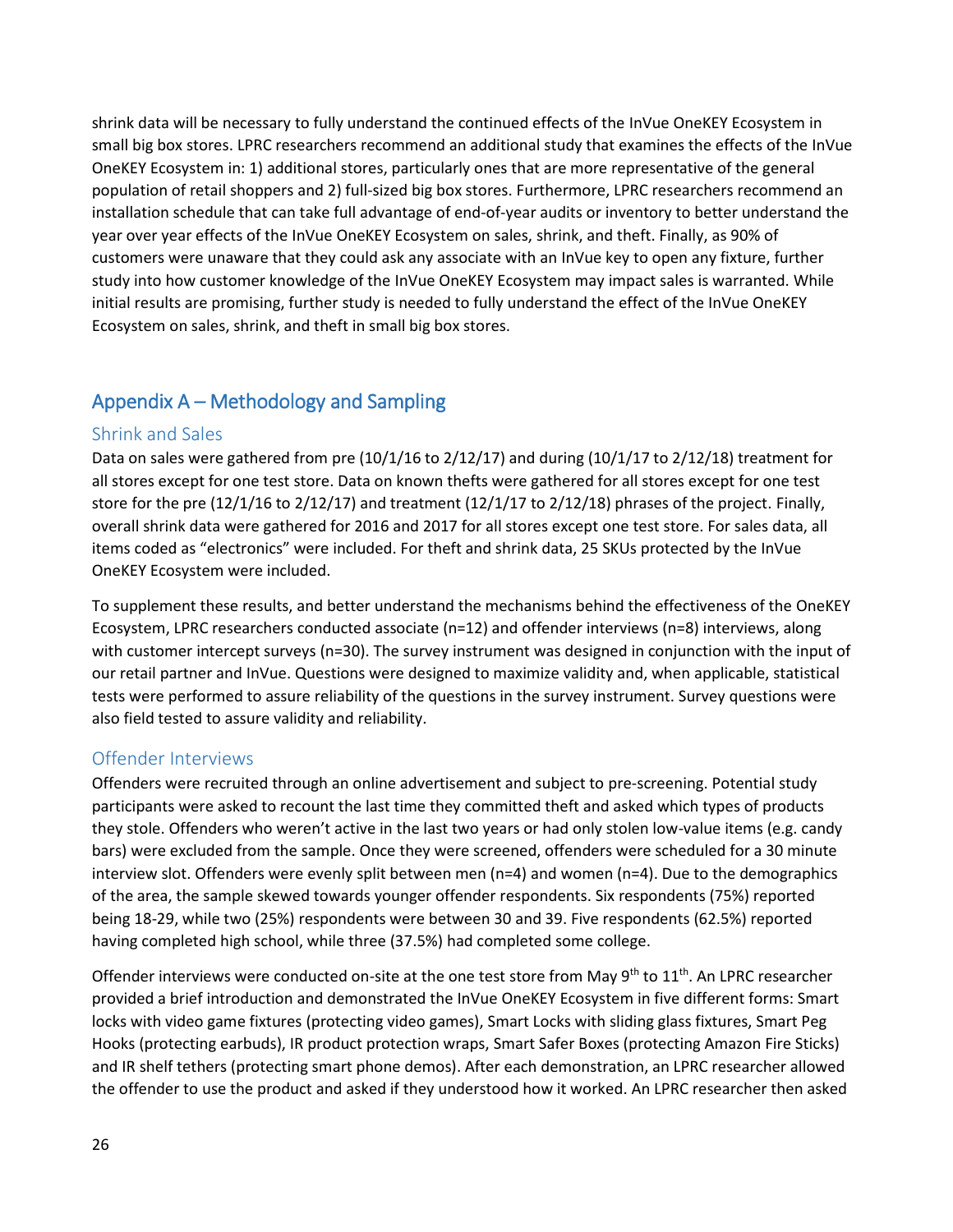shrink data will be necessary to fully understand the continued effects of the InVue OneKEY Ecosystem in small big box stores. LPRC researchers recommend an additional study that examines the effects of the InVue OneKEY Ecosystem in: 1) additional stores, particularly ones that are more representative of the general population of retail shoppers and 2) full-sized big box stores. Furthermore, LPRC researchers recommend an installation schedule that can take full advantage of end-of-year audits or inventory to better understand the year over year effects of the InVue OneKEY Ecosystem on sales, shrink, and theft. Finally, as 90% of customers were unaware that they could ask any associate with an InVue key to open any fixture, further study into how customer knowledge of the InVue OneKEY Ecosystem may impact sales is warranted. While initial results are promising, further study is needed to fully understand the effect of the InVue OneKEY Ecosystem on sales, shrink, and theft in small big box stores.

# Appendix A – Methodology and Sampling

## Shrink and Sales

Data on sales were gathered from pre (10/1/16 to 2/12/17) and during (10/1/17 to 2/12/18) treatment for all stores except for one test store. Data on known thefts were gathered for all stores except for one test store for the pre (12/1/16 to 2/12/17) and treatment (12/1/17 to 2/12/18) phrases of the project. Finally, overall shrink data were gathered for 2016 and 2017 for all stores except one test store. For sales data, all items coded as "electronics" were included. For theft and shrink data, 25 SKUs protected by the InVue OneKEY Ecosystem were included.

To supplement these results, and better understand the mechanisms behind the effectiveness of the OneKEY Ecosystem, LPRC researchers conducted associate (n=12) and offender interviews (n=8) interviews, along with customer intercept surveys (n=30). The survey instrument was designed in conjunction with the input of our retail partner and InVue. Questions were designed to maximize validity and, when applicable, statistical tests were performed to assure reliability of the questions in the survey instrument. Survey questions were also field tested to assure validity and reliability.

## Offender Interviews

Offenders were recruited through an online advertisement and subject to pre-screening. Potential study participants were asked to recount the last time they committed theft and asked which types of products they stole. Offenders who weren't active in the last two years or had only stolen low-value items (e.g. candy bars) were excluded from the sample. Once they were screened, offenders were scheduled for a 30 minute interview slot. Offenders were evenly split between men (n=4) and women (n=4). Due to the demographics of the area, the sample skewed towards younger offender respondents. Six respondents (75%) reported being 18-29, while two (25%) respondents were between 30 and 39. Five respondents (62.5%) reported having completed high school, while three (37.5%) had completed some college.

Offender interviews were conducted on-site at the one test store from May 9th to 11th. An LPRC researcher provided a brief introduction and demonstrated the InVue OneKEY Ecosystem in five different forms: Smart locks with video game fixtures (protecting video games), Smart Locks with sliding glass fixtures, Smart Peg Hooks (protecting earbuds), IR product protection wraps, Smart Safer Boxes (protecting Amazon Fire Sticks) and IR shelf tethers (protecting smart phone demos). After each demonstration, an LPRC researcher allowed the offender to use the product and asked if they understood how it worked. An LPRC researcher then asked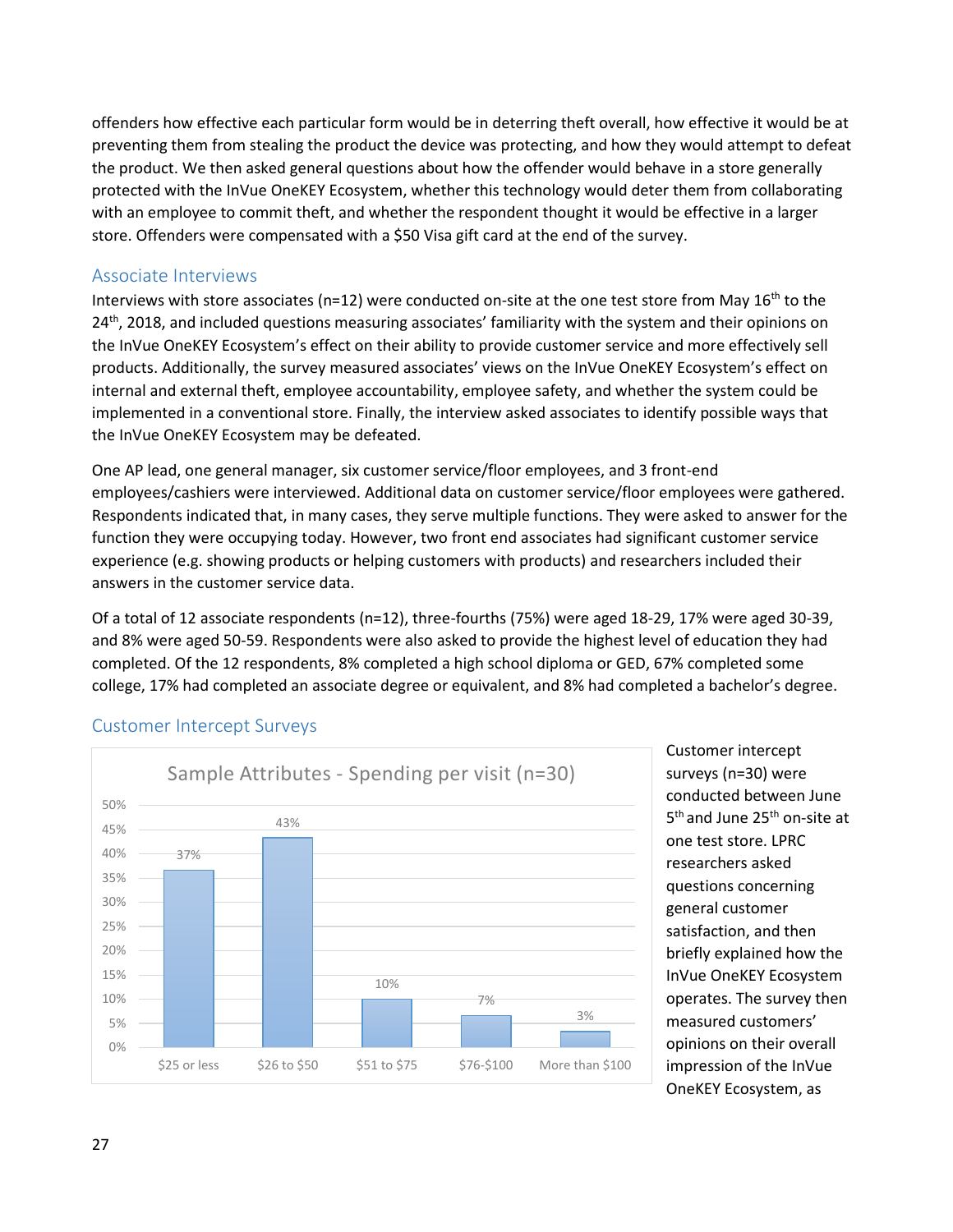offenders how effective each particular form would be in deterring theft overall, how effective it would be at preventing them from stealing the product the device was protecting, and how they would attempt to defeat the product. We then asked general questions about how the offender would behave in a store generally protected with the InVue OneKEY Ecosystem, whether this technology would deter them from collaborating with an employee to commit theft, and whether the respondent thought it would be effective in a larger store. Offenders were compensated with a $50 Visa gift card at the end of the survey.

## Associate Interviews

Interviews with store associates (n=12) were conducted on-site at the one test store from May 16th to the 24th, 2018, and included questions measuring associates' familiarity with the system and their opinions on the InVue OneKEY Ecosystem's effect on their ability to provide customer service and more effectively sell products. Additionally, the survey measured associates' views on the InVue OneKEY Ecosystem's effect on internal and external theft, employee accountability, employee safety, and whether the system could be implemented in a conventional store. Finally, the interview asked associates to identify possible ways that the InVue OneKEY Ecosystem may be defeated.

One AP lead, one general manager, six customer service/floor employees, and 3 front-end employees/cashiers were interviewed. Additional data on customer service/floor employees were gathered. Respondents indicated that, in many cases, they serve multiple functions. They were asked to answer for the function they were occupying today. However, two front end associates had significant customer service experience (e.g. showing products or helping customers with products) and researchers included their answers in the customer service data.

Of a total of 12 associate respondents (n=12), three-fourths (75%) were aged 18-29, 17% were aged 30-39, and 8% were aged 50-59. Respondents were also asked to provide the highest level of education they had completed. Of the 12 respondents, 8% completed a high school diploma or GED, 67% completed some college, 17% had completed an associate degree or equivalent, and 8% had completed a bachelor's degree.

## Customer Intercept Surveys

**Sample Attributes - Spending per visit (n=30)**

| Spending per visit | Percent |
|---|---|
| $25 or less | 37% |
| $26 to $50 | 43% |
| $51 to $75 | 10% |
| $76-$100 | 7% |
| More than $100 | 3% |

Customer intercept surveys (n=30) were conducted between June 5th and June 25th on-site at one test store. LPRC researchers asked questions concerning general customer satisfaction, and then briefly explained how the InVue OneKEY Ecosystem operates. The survey then measured customers' opinions on their overall impression of the InVue OneKEY Ecosystem, as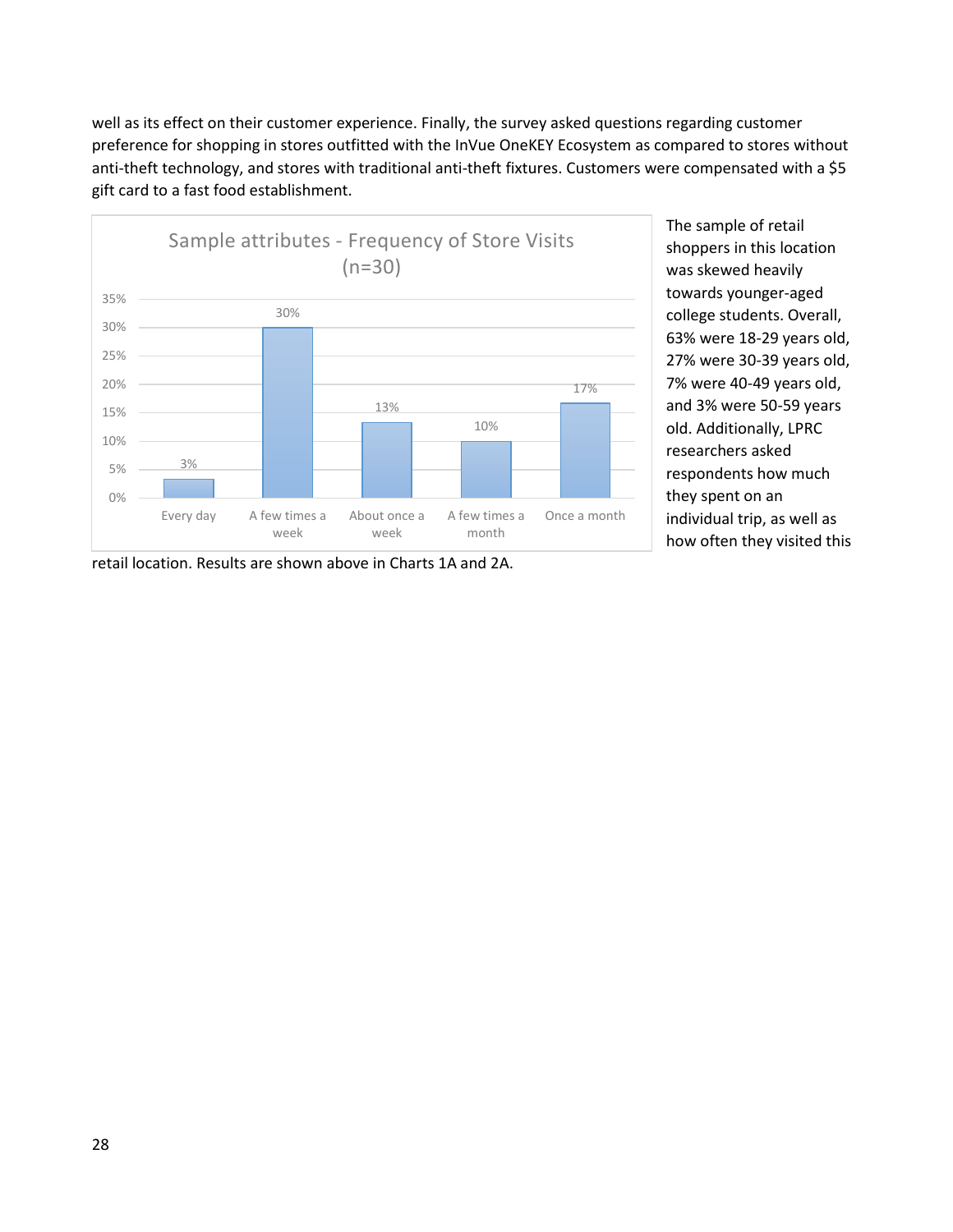well as its effect on their customer experience. Finally, the survey asked questions regarding customer preference for shopping in stores outfitted with the InVue OneKEY Ecosystem as compared to stores without anti-theft technology, and stores with traditional anti-theft fixtures. Customers were compensated with a $5 gift card to a fast food establishment.

Sample attributes - Frequency of Store Visits (n=30)

35%
30%
25%
20%
15%
10%
5%
0%

3%
30%
13%
10%
17%

Every day
A few times a week
About once a week
A few times a month
Once a month

The sample of retail shoppers in this location was skewed heavily towards younger-aged college students. Overall, 63% were 18-29 years old, 27% were 30-39 years old, 7% were 40-49 years old, and 3% were 50-59 years old. Additionally, LPRC researchers asked respondents how much they spent on an individual trip, as well as how often they visited this retail location. Results are shown above in Charts 1A and 2A.